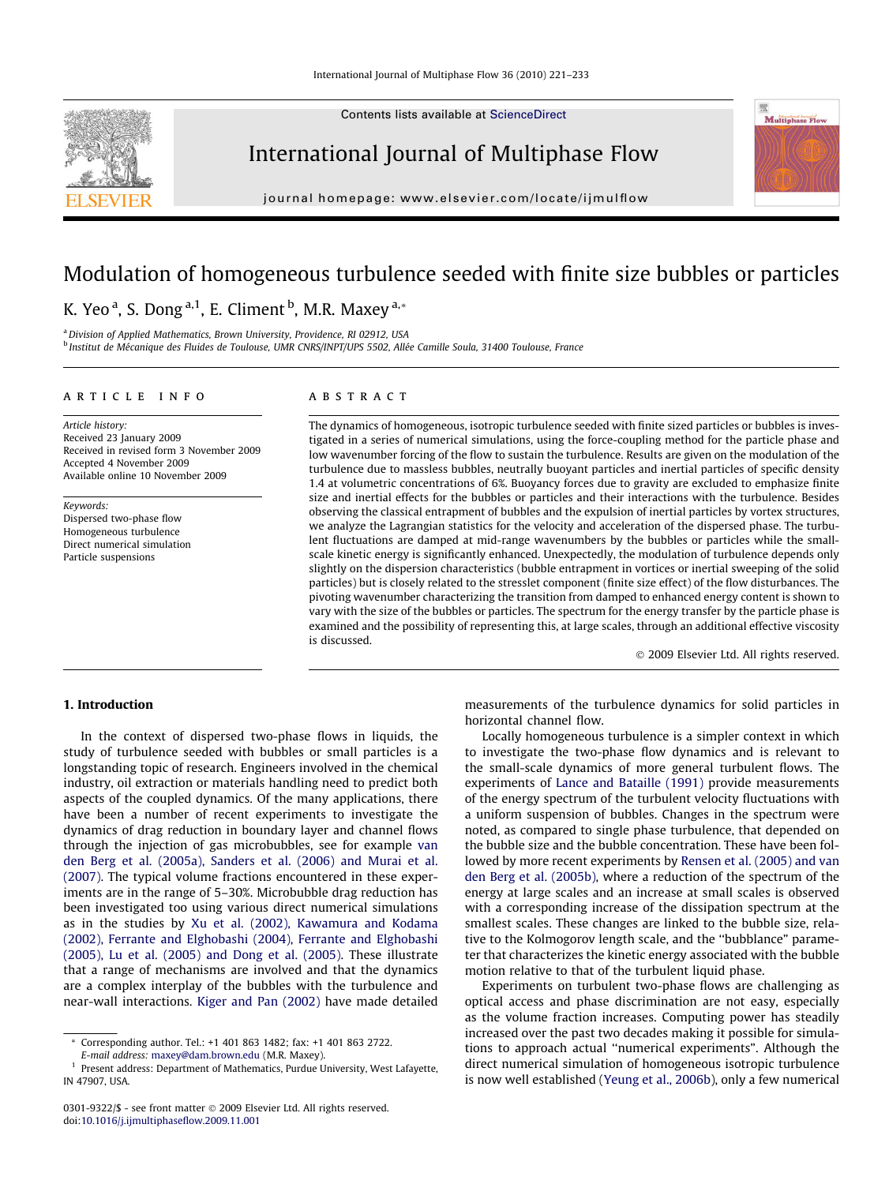# Modulation of homogeneous turbulence seeded with finite size bubbles or particles

K. Yeo [a], S. Dong [a,1], E. Climent [b], M.R. Maxey [a,*]

[a] Division of Applied Mathematics, Brown University, Providence, RI 02912, USA
[b] Institut de Mécanique des Fluides de Toulouse, UMR CNRS/INPT/UPS 5502, Allée Camille Soula, 31400 Toulouse, France

## ARTICLE INFO

*Article history:*
Received 23 January 2009
Received in revised form 3 November 2009
Accepted 4 November 2009
Available online 10 November 2009

*Keywords:*
Dispersed two-phase flow
Homogeneous turbulence
Direct numerical simulation
Particle suspensions

## ABSTRACT

The dynamics of homogeneous, isotropic turbulence seeded with finite sized particles or bubbles is investigated in a series of numerical simulations, using the force-coupling method for the particle phase and low wavenumber forcing of the flow to sustain the turbulence. Results are given on the modulation of the turbulence due to massless bubbles, neutrally buoyant particles and inertial particles of specific density 1.4 at volumetric concentrations of 6%. Buoyancy forces due to gravity are excluded to emphasize finite size and inertial effects for the bubbles or particles and their interactions with the turbulence. Besides observing the classical entrapment of bubbles and the expulsion of inertial particles by vortex structures, we analyze the Lagrangian statistics for the velocity and acceleration of the dispersed phase. The turbulent fluctuations are damped at mid-range wavenumbers by the bubbles or particles while the small-scale kinetic energy is significantly enhanced. Unexpectedly, the modulation of turbulence depends only slightly on the dispersion characteristics (bubble entrapment in vortices or inertial sweeping of the solid particles) but is closely related to the stresslet component (finite size effect) of the flow disturbances. The pivoting wavenumber characterizing the transition from damped to enhanced energy content is shown to vary with the size of the bubbles or particles. The spectrum for the energy transfer by the particle phase is examined and the possibility of representing this, at large scales, through an additional effective viscosity is discussed.

© 2009 Elsevier Ltd. All rights reserved.

## 1. Introduction

In the context of dispersed two-phase flows in liquids, the study of turbulence seeded with bubbles or small particles is a longstanding topic of research. Engineers involved in the chemical industry, oil extraction or materials handling need to predict both aspects of the coupled dynamics. Of the many applications, there have been a number of recent experiments to investigate the dynamics of drag reduction in boundary layer and channel flows through the injection of gas microbubbles, see for example van den Berg et al. (2005a), Sanders et al. (2006) and Murai et al. (2007). The typical volume fractions encountered in these experiments are in the range of 5–30%. Microbubble drag reduction has been investigated too using various direct numerical simulations as in the studies by Xu et al. (2002), Kawamura and Kodama (2002), Ferrante and Elghobashi (2004), Ferrante and Elghobashi (2005), Lu et al. (2005) and Dong et al. (2005). These illustrate that a range of mechanisms are involved and that the dynamics are a complex interplay of the bubbles with the turbulence and near-wall interactions. Kiger and Pan (2002) have made detailed measurements of the turbulence dynamics for solid particles in horizontal channel flow.

Locally homogeneous turbulence is a simpler context in which to investigate the two-phase flow dynamics and is relevant to the small-scale dynamics of more general turbulent flows. The experiments of Lance and Bataille (1991) provide measurements of the energy spectrum of the turbulent velocity fluctuations with a uniform suspension of bubbles. Changes in the spectrum were noted, as compared to single phase turbulence, that depended on the bubble size and the bubble concentration. These have been followed by more recent experiments by Rensen et al. (2005) and van den Berg et al. (2005b), where a reduction of the spectrum of the energy at large scales and an increase at small scales is observed with a corresponding increase of the dissipation spectrum at the smallest scales. These changes are linked to the bubble size, relative to the Kolmogorov length scale, and the "bubblance" parameter that characterizes the kinetic energy associated with the bubble motion relative to that of the turbulent liquid phase.

Experiments on turbulent two-phase flows are challenging as optical access and phase discrimination are not easy, especially as the volume fraction increases. Computing power has steadily increased over the past two decades making it possible for simulations to approach actual "numerical experiments". Although the direct numerical simulation of homogeneous isotropic turbulence is now well established (Yeung et al., 2006b), only a few numerical

---

* Corresponding author. Tel.: +1 401 863 1482; fax: +1 401 863 2722.
E-mail address: maxey@dam.brown.edu (M.R. Maxey).
[1] Present address: Department of Mathematics, Purdue University, West Lafayette, IN 47907, USA.

0301-9322/$ - see front matter © 2009 Elsevier Ltd. All rights reserved.
doi:10.1016/j.ijmultiphaseflow.2009.11.001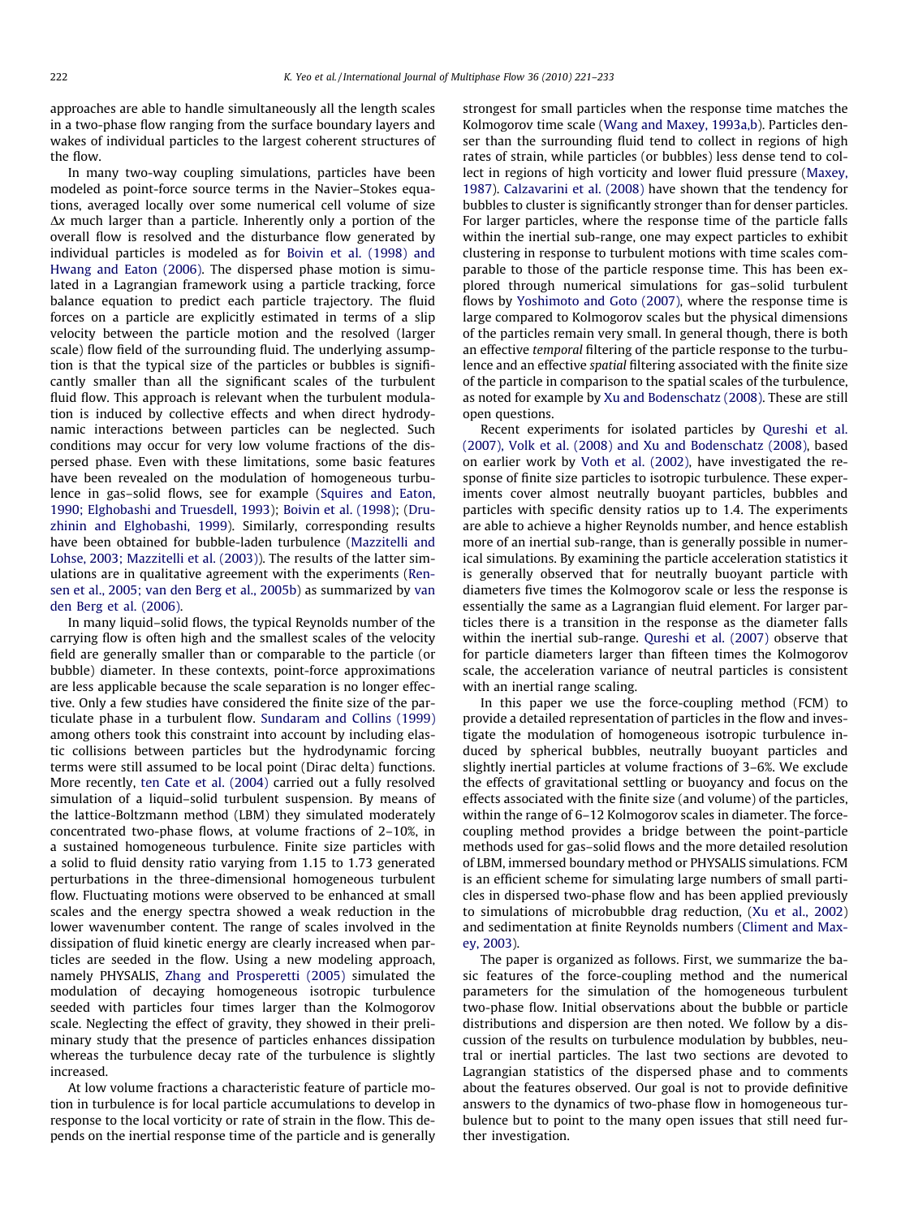approaches are able to handle simultaneously all the length scales in a two-phase flow ranging from the surface boundary layers and wakes of individual particles to the largest coherent structures of the flow.

In many two-way coupling simulations, particles have been modeled as point-force source terms in the Navier–Stokes equations, averaged locally over some numerical cell volume of size $\Delta x$ much larger than a particle. Inherently only a portion of the overall flow is resolved and the disturbance flow generated by individual particles is modeled as for Boivin et al. (1998) and Hwang and Eaton (2006). The dispersed phase motion is simulated in a Lagrangian framework using a particle tracking, force balance equation to predict each particle trajectory. The fluid forces on a particle are explicitly estimated in terms of a slip velocity between the particle motion and the resolved (larger scale) flow field of the surrounding fluid. The underlying assumption is that the typical size of the particles or bubbles is significantly smaller than all the significant scales of the turbulent fluid flow. This approach is relevant when the turbulent modulation is induced by collective effects and when direct hydrodynamic interactions between particles can be neglected. Such conditions may occur for very low volume fractions of the dispersed phase. Even with these limitations, some basic features have been revealed on the modulation of homogeneous turbulence in gas–solid flows, see for example (Squires and Eaton, 1990; Elghobashi and Truesdell, 1993); Boivin et al. (1998); (Druzhinin and Elghobashi, 1999). Similarly, corresponding results have been obtained for bubble-laden turbulence (Mazzitelli and Lohse, 2003; Mazzitelli et al. (2003)). The results of the latter simulations are in qualitative agreement with the experiments (Rensen et al., 2005; van den Berg et al., 2005b) as summarized by van den Berg et al. (2006).

In many liquid–solid flows, the typical Reynolds number of the carrying flow is often high and the smallest scales of the velocity field are generally smaller than or comparable to the particle (or bubble) diameter. In these contexts, point-force approximations are less applicable because the scale separation is no longer effective. Only a few studies have considered the finite size of the particulate phase in a turbulent flow. Sundaram and Collins (1999) among others took this constraint into account by including elastic collisions between particles but the hydrodynamic forcing terms were still assumed to be local point (Dirac delta) functions. More recently, ten Cate et al. (2004) carried out a fully resolved simulation of a liquid–solid turbulent suspension. By means of the lattice-Boltzmann method (LBM) they simulated moderately concentrated two-phase flows, at volume fractions of 2–10%, in a sustained homogeneous turbulence. Finite size particles with a solid to fluid density ratio varying from 1.15 to 1.73 generated perturbations in the three-dimensional homogeneous turbulent flow. Fluctuating motions were observed to be enhanced at small scales and the energy spectra showed a weak reduction in the lower wavenumber content. The range of scales involved in the dissipation of fluid kinetic energy are clearly increased when particles are seeded in the flow. Using a new modeling approach, namely PHYSALIS, Zhang and Prosperetti (2005) simulated the modulation of decaying homogeneous isotropic turbulence seeded with particles four times larger than the Kolmogorov scale. Neglecting the effect of gravity, they showed in their preliminary study that the presence of particles enhances dissipation whereas the turbulence decay rate of the turbulence is slightly increased.

At low volume fractions a characteristic feature of particle motion in turbulence is for local particle accumulations to develop in response to the local vorticity or rate of strain in the flow. This depends on the inertial response time of the particle and is generally strongest for small particles when the response time matches the Kolmogorov time scale (Wang and Maxey, 1993a,b). Particles denser than the surrounding fluid tend to collect in regions of high rates of strain, while particles (or bubbles) less dense tend to collect in regions of high vorticity and lower fluid pressure (Maxey, 1987). Calzavarini et al. (2008) have shown that the tendency for bubbles to cluster is significantly stronger than for denser particles. For larger particles, where the response time of the particle falls within the inertial sub-range, one may expect particles to exhibit clustering in response to turbulent motions with time scales comparable to those of the particle response time. This has been explored through numerical simulations for gas–solid turbulent flows by Yoshimoto and Goto (2007), where the response time is large compared to Kolmogorov scales but the physical dimensions of the particles remain very small. In general though, there is both an effective *temporal* filtering of the particle response to the turbulence and an effective *spatial* filtering associated with the finite size of the particle in comparison to the spatial scales of the turbulence, as noted for example by Xu and Bodenschatz (2008). These are still open questions.

Recent experiments for isolated particles by Qureshi et al. (2007), Volk et al. (2008) and Xu and Bodenschatz (2008), based on earlier work by Voth et al. (2002), have investigated the response of finite size particles to isotropic turbulence. These experiments cover almost neutrally buoyant particles, bubbles and particles with specific density ratios up to 1.4. The experiments are able to achieve a higher Reynolds number, and hence establish more of an inertial sub-range, than is generally possible in numerical simulations. By examining the particle acceleration statistics it is generally observed that for neutrally buoyant particle with diameters five times the Kolmogorov scale or less the response is essentially the same as a Lagrangian fluid element. For larger particles there is a transition in the response as the diameter falls within the inertial sub-range. Qureshi et al. (2007) observe that for particle diameters larger than fifteen times the Kolmogorov scale, the acceleration variance of neutral particles is consistent with an inertial range scaling.

In this paper we use the force-coupling method (FCM) to provide a detailed representation of particles in the flow and investigate the modulation of homogeneous isotropic turbulence induced by spherical bubbles, neutrally buoyant particles and slightly inertial particles at volume fractions of 3–6%. We exclude the effects of gravitational settling or buoyancy and focus on the effects associated with the finite size (and volume) of the particles, within the range of 6–12 Kolmogorov scales in diameter. The force-coupling method provides a bridge between the point-particle methods used for gas–solid flows and the more detailed resolution of LBM, immersed boundary method or PHYSALIS simulations. FCM is an efficient scheme for simulating large numbers of small particles in dispersed two-phase flow and has been applied previously to simulations of microbubble drag reduction, (Xu et al., 2002) and sedimentation at finite Reynolds numbers (Climent and Maxey, 2003).

The paper is organized as follows. First, we summarize the basic features of the force-coupling method and the numerical parameters for the simulation of the homogeneous turbulent two-phase flow. Initial observations about the bubble or particle distributions and dispersion are then noted. We follow by a discussion of the results on turbulence modulation by bubbles, neutral or inertial particles. The last two sections are devoted to Lagrangian statistics of the dispersed phase and to comments about the features observed. Our goal is not to provide definitive answers to the dynamics of two-phase flow in homogeneous turbulence but to point to the many open issues that still need further investigation.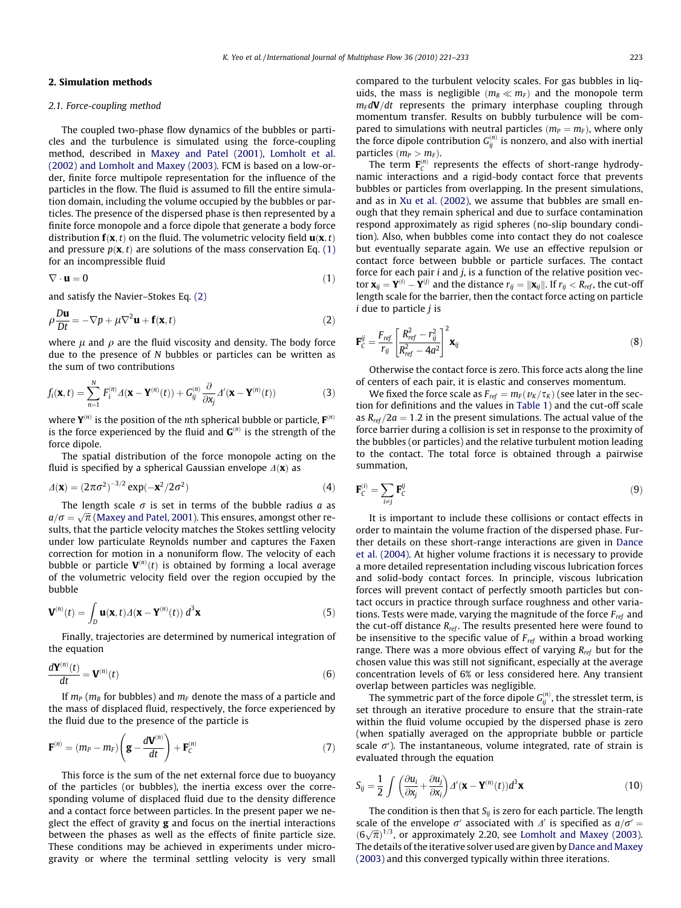## 2. Simulation methods

### 2.1. Force-coupling method

The coupled two-phase flow dynamics of the bubbles or particles and the turbulence is simulated using the force-coupling method, described in Maxey and Patel (2001), Lomholt et al. (2002) and Lomholt and Maxey (2003). FCM is based on a low-order, finite force multipole representation for the influence of the particles in the flow. The fluid is assumed to fill the entire simulation domain, including the volume occupied by the bubbles or particles. The presence of the dispersed phase is then represented by a finite force monopole and a force dipole that generate a body force distribution $\mathbf{f}(\mathbf{x},t)$ on the fluid. The volumetric velocity field $\mathbf{u}(\mathbf{x},t)$ and pressure $p(\mathbf{x},t)$ are solutions of the mass conservation Eq. (1) for an incompressible fluid

$$\nabla \cdot \mathbf{u} = 0 \tag{1}$$

and satisfy the Navier–Stokes Eq. (2)

$$\rho \frac{D\mathbf{u}}{Dt} = -\nabla p + \mu \nabla^2 \mathbf{u} + \mathbf{f}(\mathbf{x},t) \tag{2}$$

where $\mu$ and $\rho$ are the fluid viscosity and density. The body force due to the presence of $N$ bubbles or particles can be written as the sum of two contributions

$$f_i(\mathbf{x},t) = \sum_{n=1}^{N} F_i^{(n)} \Delta(\mathbf{x} - \mathbf{Y}^{(n)}(t)) + G_{ij}^{(n)} \frac{\partial}{\partial x_j} \Delta'(\mathbf{x} - \mathbf{Y}^{(n)}(t)) \tag{3}$$

where $\mathbf{Y}^{(n)}$ is the position of the $n$th spherical bubble or particle, $\mathbf{F}^{(n)}$ is the force experienced by the fluid and $\mathbf{G}^{(n)}$ is the strength of the force dipole.

The spatial distribution of the force monopole acting on the fluid is specified by a spherical Gaussian envelope $\Delta(\mathbf{x})$ as

$$\Delta(\mathbf{x}) = (2\pi\sigma^2)^{-3/2} \exp(-\mathbf{x}^2/2\sigma^2) \tag{4}$$

The length scale $\sigma$ is set in terms of the bubble radius $a$ as $a/\sigma = \sqrt{\pi}$ (Maxey and Patel, 2001). This ensures, amongst other results, that the particle velocity matches the Stokes settling velocity under low particulate Reynolds number and captures the Faxen correction for motion in a nonuniform flow. The velocity of each bubble or particle $\mathbf{V}^{(n)}(t)$ is obtained by forming a local average of the volumetric velocity field over the region occupied by the bubble

$$\mathbf{V}^{(n)}(t) = \int_D \mathbf{u}(\mathbf{x},t) \Delta(\mathbf{x} - \mathbf{Y}^{(n)}(t))\, d^3\mathbf{x} \tag{5}$$

Finally, trajectories are determined by numerical integration of the equation

$$\frac{d\mathbf{Y}^{(n)}(t)}{dt} = \mathbf{V}^{(n)}(t) \tag{6}$$

If $m_P$ ($m_B$ for bubbles) and $m_F$ denote the mass of a particle and the mass of displaced fluid, respectively, the force experienced by the fluid due to the presence of the particle is

$$\mathbf{F}^{(n)} = (m_P - m_F)\left(\mathbf{g} - \frac{d\mathbf{V}^{(n)}}{dt}\right) + \mathbf{F}_C^{(n)} \tag{7}$$

This force is the sum of the net external force due to buoyancy of the particles (or bubbles), the inertia excess over the corresponding volume of displaced fluid due to the density difference and a contact force between particles. In the present paper we neglect the effect of gravity $\mathbf{g}$ and focus on the inertial interactions between the phases as well as the effects of finite particle size. These conditions may be achieved in experiments under microgravity or where the terminal settling velocity is very small compared to the turbulent velocity scales. For gas bubbles in liquids, the mass is negligible ($m_B \ll m_F$) and the monopole term $m_F d\mathbf{V}/dt$ represents the primary interphase coupling through momentum transfer. Results on bubbly turbulence will be compared to simulations with neutral particles ($m_P = m_F$), where only the force dipole contribution $G_{ij}^{(n)}$ is nonzero, and also with inertial particles ($m_P > m_F$).

The term $\mathbf{F}_C^{(n)}$ represents the effects of short-range hydrodynamic interactions and a rigid-body contact force that prevents bubbles or particles from overlapping. In the present simulations, and as in Xu et al. (2002), we assume that bubbles are small enough that they remain spherical and due to surface contamination respond approximately as rigid spheres (no-slip boundary condition). Also, when bubbles come into contact they do not coalesce but eventually separate again. We use an effective repulsion or contact force between bubble or particle surfaces. The contact force for each pair $i$ and $j$, is a function of the relative position vector $\mathbf{x}_{ij} = \mathbf{Y}^{(i)} - \mathbf{Y}^{(j)}$ and the distance $r_{ij} = \|\mathbf{x}_{ij}\|$. If $r_{ij} < R_{ref}$, the cut-off length scale for the barrier, then the contact force acting on particle $i$ due to particle $j$ is

$$\mathbf{F}_C^{ij} = \frac{F_{ref}}{r_{ij}} \left[\frac{R_{ref}^2 - r_{ij}^2}{R_{ref}^2 - 4a^2}\right]^2 \mathbf{x}_{ij} \tag{8}$$

Otherwise the contact force is zero. This force acts along the line of centers of each pair, it is elastic and conserves momentum.

We fixed the force scale as $F_{ref} = m_F(v_K/\tau_K)$ (see later in the section for definitions and the values in Table 1) and the cut-off scale as $R_{ref}/2a = 1.2$ in the present simulations. The actual value of the force barrier during a collision is set in response to the proximity of the bubbles (or particles) and the relative turbulent motion leading to the contact. The total force is obtained through a pairwise summation,

$$\mathbf{F}_C^{(i)} = \sum_{i \neq j} \mathbf{F}_C^{ij} \tag{9}$$

It is important to include these collisions or contact effects in order to maintain the volume fraction of the dispersed phase. Further details on these short-range interactions are given in Dance et al. (2004). At higher volume fractions it is necessary to provide a more detailed representation including viscous lubrication forces and solid-body contact forces. In principle, viscous lubrication forces will prevent contact of perfectly smooth particles but contact occurs in practice through surface roughness and other variations. Tests were made, varying the magnitude of the force $F_{ref}$ and the cut-off distance $R_{ref}$. The results presented here were found to be insensitive to the specific value of $F_{ref}$ within a broad working range. There was a more obvious effect of varying $R_{ref}$ but for the chosen value this was still not significant, especially at the average concentration levels of 6% or less considered here. Any transient overlap between particles was negligible.

The symmetric part of the force dipole $G_{ij}^{(n)}$, the stresslet term, is set through an iterative procedure to ensure that the strain-rate within the fluid volume occupied by the dispersed phase is zero (when spatially averaged on the appropriate bubble or particle scale $\sigma'$). The instantaneous, volume integrated, rate of strain is evaluated through the equation

$$S_{ij} = \frac{1}{2} \int \left(\frac{\partial u_i}{\partial x_j} + \frac{\partial u_j}{\partial x_i}\right) \Delta'(\mathbf{x} - \mathbf{Y}^{(n)}(t)) d^3\mathbf{x} \tag{10}$$

The condition is then that $S_{ij}$ is zero for each particle. The length scale of the envelope $\sigma'$ associated with $\Delta'$ is specified as $a/\sigma' = (6\sqrt{\pi})^{1/3}$, or approximately 2.20, see Lomholt and Maxey (2003). The details of the iterative solver used are given by Dance and Maxey (2003) and this converged typically within three iterations.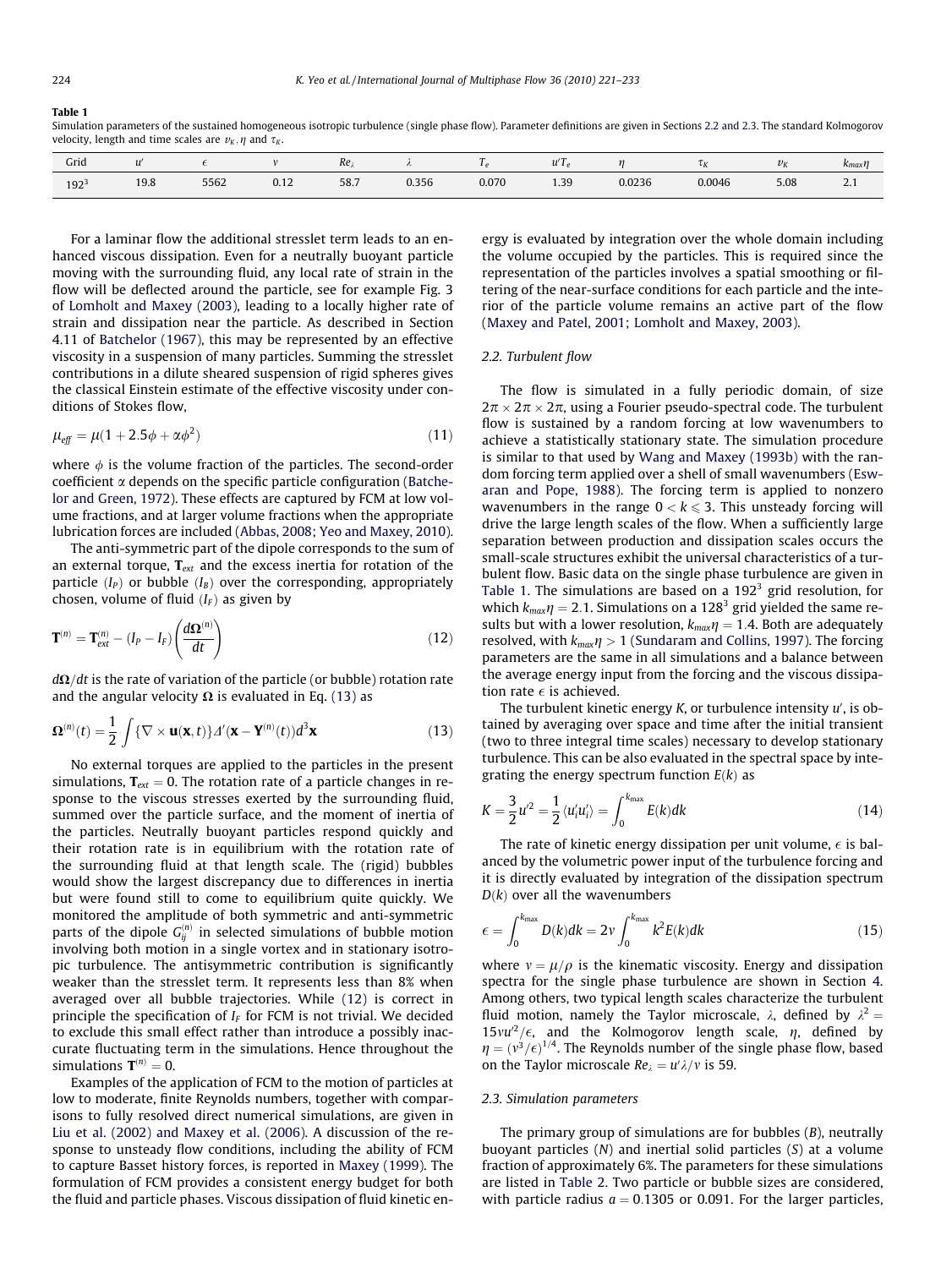**Table 1**
Simulation parameters of the sustained homogeneous isotropic turbulence (single phase flow). Parameter definitions are given in Sections 2.2 and 2.3. The standard Kolmogorov velocity, length and time scales are $v_K$, $\eta$ and $\tau_K$.

| Grid | $u'$ | $\epsilon$ | $\nu$ | $Re_\lambda$ | $\lambda$ | $T_e$ | $u'T_e$ | $\eta$ | $\tau_K$ | $v_K$ | $k_{max}\eta$ |
|---|---|---|---|---|---|---|---|---|---|---|---|
| $192^3$ | 19.8 | 5562 | 0.12 | 58.7 | 0.356 | 0.070 | 1.39 | 0.0236 | 0.0046 | 5.08 | 2.1 |

For a laminar flow the additional stresslet term leads to an enhanced viscous dissipation. Even for a neutrally buoyant particle moving with the surrounding fluid, any local rate of strain in the flow will be deflected around the particle, see for example Fig. 3 of Lomholt and Maxey (2003), leading to a locally higher rate of strain and dissipation near the particle. As described in Section 4.11 of Batchelor (1967), this may be represented by an effective viscosity in a suspension of many particles. Summing the stresslet contributions in a dilute sheared suspension of rigid spheres gives the classical Einstein estimate of the effective viscosity under conditions of Stokes flow,

$$\mu_{eff} = \mu(1 + 2.5\phi + \alpha\phi^2) \tag{11}$$

where $\phi$ is the volume fraction of the particles. The second-order coefficient $\alpha$ depends on the specific particle configuration (Batchelor and Green, 1972). These effects are captured by FCM at low volume fractions, and at larger volume fractions when the appropriate lubrication forces are included (Abbas, 2008; Yeo and Maxey, 2010).

The anti-symmetric part of the dipole corresponds to the sum of an external torque, $\mathbf{T}_{ext}$ and the excess inertia for rotation of the particle ($I_P$) or bubble ($I_B$) over the corresponding, appropriately chosen, volume of fluid ($I_F$) as given by

$$\mathbf{T}^{(n)} = \mathbf{T}^{(n)}_{ext} - (I_P - I_F)\left(\frac{d\mathbf{\Omega}^{(n)}}{dt}\right) \tag{12}$$

$d\mathbf{\Omega}/dt$ is the rate of variation of the particle (or bubble) rotation rate and the angular velocity $\mathbf{\Omega}$ is evaluated in Eq. (13) as

$$\mathbf{\Omega}^{(n)}(t) = \frac{1}{2}\int \{\nabla \times \mathbf{u}(\mathbf{x}, t)\}\Delta'(\mathbf{x} - \mathbf{Y}^{(n)}(t))d^3\mathbf{x} \tag{13}$$

No external torques are applied to the particles in the present simulations, $\mathbf{T}_{ext} = 0$. The rotation rate of a particle changes in response to the viscous stresses exerted by the surrounding fluid, summed over the particle surface, and the moment of inertia of the particles. Neutrally buoyant particles respond quickly and their rotation rate is in equilibrium with the rotation rate of the surrounding fluid at that length scale. The (rigid) bubbles would show the largest discrepancy due to differences in inertia but were found still to come to equilibrium quite quickly. We monitored the amplitude of both symmetric and anti-symmetric parts of the dipole $G^{(n)}_{ij}$ in selected simulations of bubble motion involving both motion in a single vortex and in stationary isotropic turbulence. The antisymmetric contribution is significantly weaker than the stresslet term. It represents less than 8% when averaged over all bubble trajectories. While (12) is correct in principle the specification of $I_F$ for FCM is not trivial. We decided to exclude this small effect rather than introduce a possibly inaccurate fluctuating term in the simulations. Hence throughout the simulations $\mathbf{T}^{(n)} = 0$.

Examples of the application of FCM to the motion of particles at low to moderate, finite Reynolds numbers, together with comparisons to fully resolved direct numerical simulations, are given in Liu et al. (2002) and Maxey et al. (2006). A discussion of the response to unsteady flow conditions, including the ability of FCM to capture Basset history forces, is reported in Maxey (1999). The formulation of FCM provides a consistent energy budget for both the fluid and particle phases. Viscous dissipation of fluid kinetic energy is evaluated by integration over the whole domain including the volume occupied by the particles. This is required since the representation of the particles involves a spatial smoothing or filtering of the near-surface conditions for each particle and the interior of the particle volume remains an active part of the flow (Maxey and Patel, 2001; Lomholt and Maxey, 2003).

### 2.2. Turbulent flow

The flow is simulated in a fully periodic domain, of size $2\pi \times 2\pi \times 2\pi$, using a Fourier pseudo-spectral code. The turbulent flow is sustained by a random forcing at low wavenumbers to achieve a statistically stationary state. The simulation procedure is similar to that used by Wang and Maxey (1993b) with the random forcing term applied over a shell of small wavenumbers (Eswaran and Pope, 1988). The forcing term is applied to nonzero wavenumbers in the range $0 < k \leqslant 3$. This unsteady forcing will drive the large length scales of the flow. When a sufficiently large separation between production and dissipation scales occurs the small-scale structures exhibit the universal characteristics of a turbulent flow. Basic data on the single phase turbulence are given in Table 1. The simulations are based on a $192^3$ grid resolution, for which $k_{max}\eta = 2.1$. Simulations on a $128^3$ grid yielded the same results but with a lower resolution, $k_{max}\eta = 1.4$. Both are adequately resolved, with $k_{max}\eta > 1$ (Sundaram and Collins, 1997). The forcing parameters are the same in all simulations and a balance between the average energy input from the forcing and the viscous dissipation rate $\epsilon$ is achieved.

The turbulent kinetic energy $K$, or turbulence intensity $u'$, is obtained by averaging over space and time after the initial transient (two to three integral time scales) necessary to develop stationary turbulence. This can be also evaluated in the spectral space by integrating the energy spectrum function $E(k)$ as

$$K = \frac{3}{2}u'^2 = \frac{1}{2}\langle u'_i u'_i \rangle = \int_0^{k_{max}} E(k)dk \tag{14}$$

The rate of kinetic energy dissipation per unit volume, $\epsilon$ is balanced by the volumetric power input of the turbulence forcing and it is directly evaluated by integration of the dissipation spectrum $D(k)$ over all the wavenumbers

$$\epsilon = \int_0^{k_{max}} D(k)dk = 2\nu\int_0^{k_{max}} k^2 E(k)dk \tag{15}$$

where $\nu = \mu/\rho$ is the kinematic viscosity. Energy and dissipation spectra for the single phase turbulence are shown in Section 4. Among others, two typical length scales characterize the turbulent fluid motion, namely the Taylor microscale, $\lambda$, defined by $\lambda^2 = 15\nu u'^2/\epsilon$, and the Kolmogorov length scale, $\eta$, defined by $\eta = (\nu^3/\epsilon)^{1/4}$. The Reynolds number of the single phase flow, based on the Taylor microscale $Re_\lambda = u'\lambda/\nu$ is 59.

### 2.3. Simulation parameters

The primary group of simulations are for bubbles (*B*), neutrally buoyant particles (*N*) and inertial solid particles (*S*) at a volume fraction of approximately 6%. The parameters for these simulations are listed in Table 2. Two particle or bubble sizes are considered, with particle radius $a = 0.1305$ or 0.091. For the larger particles,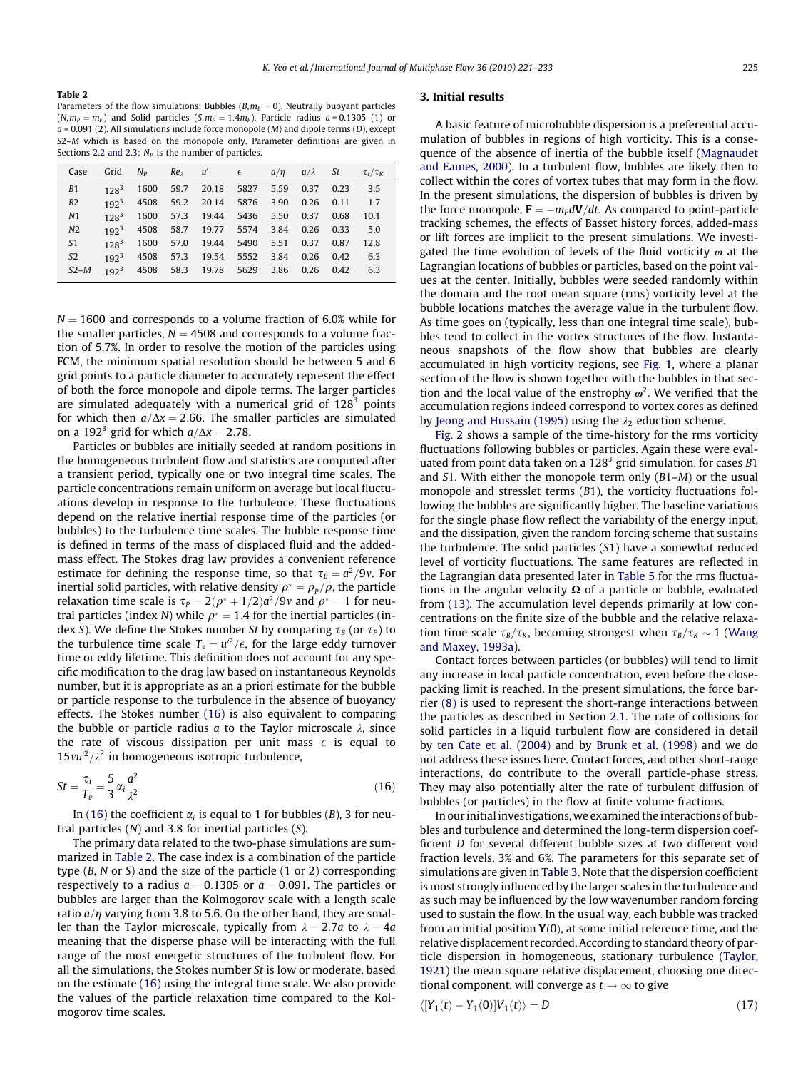**Table 2**
Parameters of the flow simulations: Bubbles ($B, m_B = 0$), Neutrally buoyant particles ($N, m_P = m_F$) and Solid particles ($S, m_P = 1.4m_F$). Particle radius $a = 0.1305$ (1) or $a = 0.091$ (2). All simulations include force monopole ($M$) and dipole terms ($D$), except $S2$–$M$ which is based on the monopole only. Parameter definitions are given in Sections 2.2 and 2.3; $N_P$ is the number of particles.

| Case | Grid | $N_P$ | $Re_\lambda$ | $u'$ | $\epsilon$ | $a/\eta$ | $a/\lambda$ | $St$ | $\tau_i/\tau_K$ |
|---|---|---|---|---|---|---|---|---|---|
| $B1$ | $128^3$ | 1600 | 59.7 | 20.18 | 5827 | 5.59 | 0.37 | 0.23 | 3.5 |
| $B2$ | $192^3$ | 4508 | 59.2 | 20.14 | 5876 | 3.90 | 0.26 | 0.11 | 1.7 |
| $N1$ | $128^3$ | 1600 | 57.3 | 19.44 | 5436 | 5.50 | 0.37 | 0.68 | 10.1 |
| $N2$ | $192^3$ | 4508 | 58.7 | 19.77 | 5574 | 3.84 | 0.26 | 0.33 | 5.0 |
| $S1$ | $128^3$ | 1600 | 57.0 | 19.44 | 5490 | 5.51 | 0.37 | 0.87 | 12.8 |
| $S2$ | $192^3$ | 4508 | 57.3 | 19.54 | 5552 | 3.84 | 0.26 | 0.42 | 6.3 |
| $S2$–$M$ | $192^3$ | 4508 | 58.3 | 19.78 | 5629 | 3.86 | 0.26 | 0.42 | 6.3 |

$N = 1600$ and corresponds to a volume fraction of 6.0% while for the smaller particles, $N = 4508$ and corresponds to a volume fraction of 5.7%. In order to resolve the motion of the particles using FCM, the minimum spatial resolution should be between 5 and 6 grid points to a particle diameter to accurately represent the effect of both the force monopole and dipole terms. The larger particles are simulated adequately with a numerical grid of $128^3$ points for which then $a/\Delta x = 2.66$. The smaller particles are simulated on a $192^3$ grid for which $a/\Delta x = 2.78$.

Particles or bubbles are initially seeded at random positions in the homogeneous turbulent flow and statistics are computed after a transient period, typically one or two integral time scales. The particle concentrations remain uniform on average but local fluctuations develop in response to the turbulence. These fluctuations depend on the relative inertial response time of the particles (or bubbles) to the turbulence time scales. The bubble response time is defined in terms of the mass of displaced fluid and the added-mass effect. The Stokes drag law provides a convenient reference estimate for defining the response time, so that $\tau_B = a^2/9\nu$. For inertial solid particles, with relative density $\rho^* = \rho_P/\rho$, the particle relaxation time scale is $\tau_P = 2(\rho^* + 1/2)a^2/9\nu$ and $\rho^* = 1$ for neutral particles (index $N$) while $\rho^* = 1.4$ for the inertial particles (index $S$). We define the Stokes number $St$ by comparing $\tau_B$ (or $\tau_P$) to the turbulence time scale $T_e = u'^2/\epsilon$, for the large eddy turnover time or eddy lifetime. This definition does not account for any specific modification to the drag law based on instantaneous Reynolds number, but it is appropriate as an a priori estimate for the bubble or particle response to the turbulence in the absence of buoyancy effects. The Stokes number (16) is also equivalent to comparing the bubble or particle radius $a$ to the Taylor microscale $\lambda$, since the rate of viscous dissipation per unit mass $\epsilon$ is equal to $15\nu u'^2/\lambda^2$ in homogeneous isotropic turbulence,

$$St = \frac{\tau_i}{T_e} = \frac{5}{3}\alpha_i \frac{a^2}{\lambda^2} \tag{16}$$

In (16) the coefficient $\alpha_i$ is equal to 1 for bubbles ($B$), 3 for neutral particles ($N$) and 3.8 for inertial particles ($S$).

The primary data related to the two-phase simulations are summarized in Table 2. The case index is a combination of the particle type ($B$, $N$ or $S$) and the size of the particle (1 or 2) corresponding respectively to a radius $a = 0.1305$ or $a = 0.091$. The particles or bubbles are larger than the Kolmogorov scale with a length scale ratio $a/\eta$ varying from 3.8 to 5.6. On the other hand, they are smaller than the Taylor microscale, typically from $\lambda = 2.7a$ to $\lambda = 4a$ meaning that the disperse phase will be interacting with the full range of the most energetic structures of the turbulent flow. For all the simulations, the Stokes number $St$ is low or moderate, based on the estimate (16) using the integral time scale. We also provide the values of the particle relaxation time compared to the Kolmogorov time scales.

## 3. Initial results

A basic feature of microbubble dispersion is a preferential accumulation of bubbles in regions of high vorticity. This is a consequence of the absence of inertia of the bubble itself (Magnaudet and Eames, 2000). In a turbulent flow, bubbles are likely then to collect within the cores of vortex tubes that may form in the flow. In the present simulations, the dispersion of bubbles is driven by the force monopole, $\mathbf{F} = -m_F d\mathbf{V}/dt$. As compared to point-particle tracking schemes, the effects of Basset history forces, added-mass or lift forces are implicit to the present simulations. We investigated the time evolution of levels of the fluid vorticity $\omega$ at the Lagrangian locations of bubbles or particles, based on the point values at the center. Initially, bubbles were seeded randomly within the domain and the root mean square (rms) vorticity level at the bubble locations matches the average value in the turbulent flow. As time goes on (typically, less than one integral time scale), bubbles tend to collect in the vortex structures of the flow. Instantaneous snapshots of the flow show that bubbles are clearly accumulated in high vorticity regions, see Fig. 1, where a planar section of the flow is shown together with the bubbles in that section and the local value of the enstrophy $\omega^2$. We verified that the accumulation regions indeed correspond to vortex cores as defined by Jeong and Hussain (1995) using the $\lambda_2$ eduction scheme.

Fig. 2 shows a sample of the time-history for the rms vorticity fluctuations following bubbles or particles. Again these were evaluated from point data taken on a $128^3$ grid simulation, for cases $B1$ and $S1$. With either the monopole term only ($B1$–$M$) or the usual monopole and stresslet terms ($B1$), the vorticity fluctuations following the bubbles are significantly higher. The baseline variations for the single phase flow reflect the variability of the energy input, and the dissipation, given the random forcing scheme that sustains the turbulence. The solid particles ($S1$) have a somewhat reduced level of vorticity fluctuations. The same features are reflected in the Lagrangian data presented later in Table 5 for the rms fluctuations in the angular velocity $\mathbf{\Omega}$ of a particle or bubble, evaluated from (13). The accumulation level depends primarily at low concentrations on the finite size of the bubble and the relative relaxation time scale $\tau_B/\tau_K$, becoming strongest when $\tau_B/\tau_K \sim 1$ (Wang and Maxey, 1993a).

Contact forces between particles (or bubbles) will tend to limit any increase in local particle concentration, even before the close-packing limit is reached. In the present simulations, the force barrier (8) is used to represent the short-range interactions between the particles as described in Section 2.1. The rate of collisions for solid particles in a liquid turbulent flow are considered in detail by ten Cate et al. (2004) and by Brunk et al. (1998) and we do not address these issues here. Contact forces, and other short-range interactions, do contribute to the overall particle-phase stress. They may also potentially alter the rate of turbulent diffusion of bubbles (or particles) in the flow at finite volume fractions.

In our initial investigations, we examined the interactions of bubbles and turbulence and determined the long-term dispersion coefficient $D$ for several different bubble sizes at two different void fraction levels, 3% and 6%. The parameters for this separate set of simulations are given in Table 3. Note that the dispersion coefficient is most strongly influenced by the larger scales in the turbulence and as such may be influenced by the low wavenumber random forcing used to sustain the flow. In the usual way, each bubble was tracked from an initial position $\mathbf{Y}(0)$, at some initial reference time, and the relative displacement recorded. According to standard theory of particle dispersion in homogeneous, stationary turbulence (Taylor, 1921) the mean square relative displacement, choosing one directional component, will converge as $t \to \infty$ to give

$$\langle [Y_1(t) - Y_1(0)]V_1(t) \rangle = D \tag{17}$$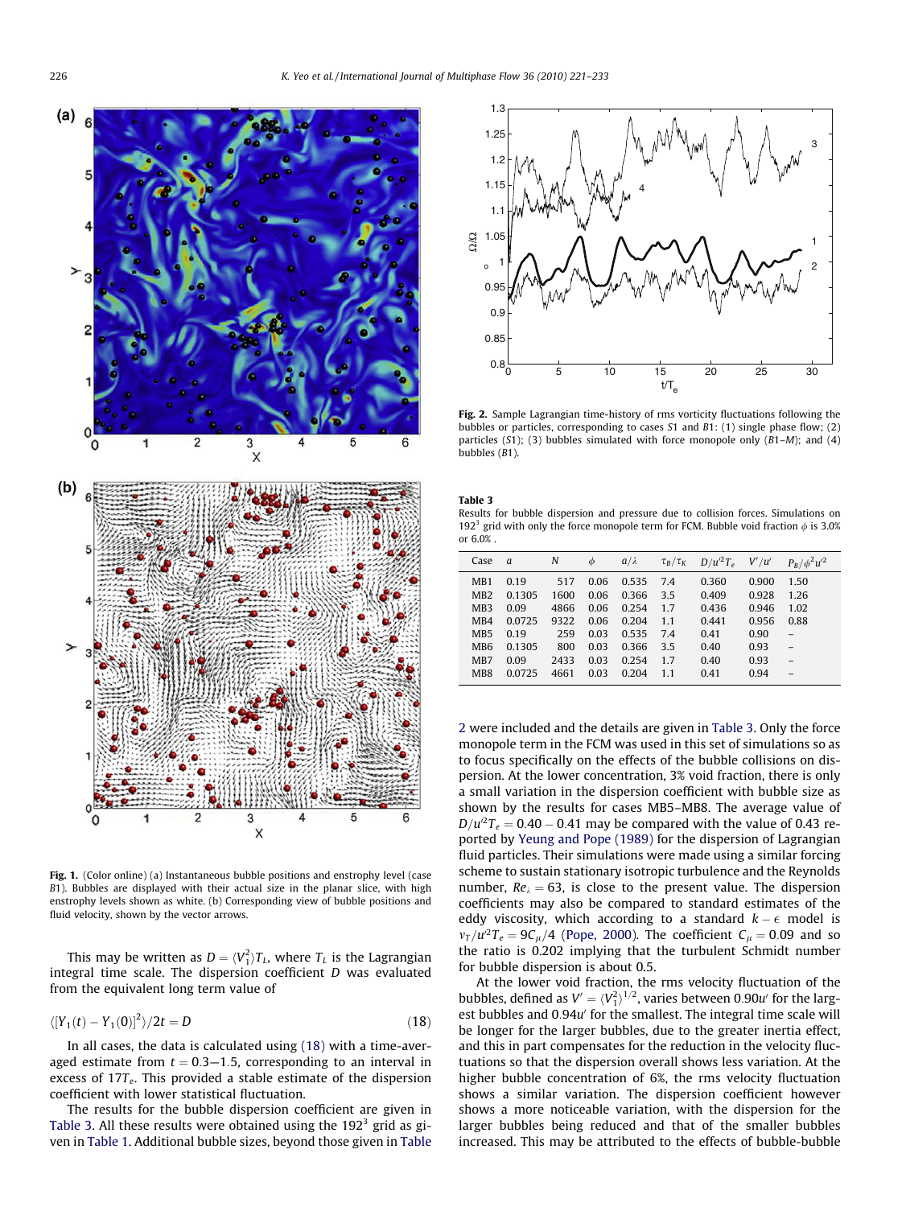Fig. 1. (Color online) (a) Instantaneous bubble positions and enstrophy level (case B1). Bubbles are displayed with their actual size in the planar slice, with high enstrophy levels shown as white. (b) Corresponding view of bubble positions and fluid velocity, shown by the vector arrows.

Fig. 2. Sample Lagrangian time-history of rms vorticity fluctuations following the bubbles or particles, corresponding to cases S1 and B1: (1) single phase flow; (2) particles (S1); (3) bubbles simulated with force monopole only (B1–M); and (4) bubbles (B1).

This may be written as $D = \langle V_1^2 \rangle T_L$, where $T_L$ is the Lagrangian integral time scale. The dispersion coefficient $D$ was evaluated from the equivalent long term value of

$$\langle [Y_1(t) - Y_1(0)]^2 \rangle / 2t = D \tag{18}$$

In all cases, the data is calculated using (18) with a time-averaged estimate from $t = 0.3$–$1.5$, corresponding to an interval in excess of $17T_e$. This provided a stable estimate of the dispersion coefficient with lower statistical fluctuation.

The results for the bubble dispersion coefficient are given in Table 3. All these results were obtained using the $192^3$ grid as given in Table 1. Additional bubble sizes, beyond those given in Table 2 were included and the details are given in Table 3. Only the force monopole term in the FCM was used in this set of simulations so as to focus specifically on the effects of the bubble collisions on dispersion. At the lower concentration, 3% void fraction, there is only a small variation in the dispersion coefficient with bubble size as shown by the results for cases MB5–MB8. The average value of $D/u'^2T_e = 0.40 - 0.41$ may be compared with the value of 0.43 reported by Yeung and Pope (1989) for the dispersion of Lagrangian fluid particles. Their simulations were made using a similar forcing scheme to sustain stationary isotropic turbulence and the Reynolds number, $Re_\lambda = 63$, is close to the present value. The dispersion coefficients may also be compared to standard estimates of the eddy viscosity, which according to a standard $k - \epsilon$ model is $\nu_T/u'^2T_e = 9C_\mu/4$ (Pope, 2000). The coefficient $C_\mu = 0.09$ and so the ratio is 0.202 implying that the turbulent Schmidt number for bubble dispersion is about 0.5.

At the lower void fraction, the rms velocity fluctuation of the bubbles, defined as $V' = \langle V_1^2 \rangle^{1/2}$, varies between $0.90u'$ for the largest bubbles and $0.94u'$ for the smallest. The integral time scale will be longer for the larger bubbles, due to the greater inertia effect, and this in part compensates for the reduction in the velocity fluctuations so that the dispersion overall shows less variation. At the higher bubble concentration of 6%, the rms velocity fluctuation shows a similar variation. The dispersion coefficient however shows a more noticeable variation, with the dispersion for the larger bubbles being reduced and that of the smaller bubbles increased. This may be attributed to the effects of bubble-bubble

**Table 3**
Results for bubble dispersion and pressure due to collision forces. Simulations on $192^3$ grid with only the force monopole term for FCM. Bubble void fraction $\phi$ is 3.0% or 6.0%.

| Case | $a$ | $N$ | $\phi$ | $a/\lambda$ | $\tau_B/\tau_K$ | $D/u'^2T_e$ | $V'/u'$ | $P_B/\phi^2u'^2$ |
|---|---|---|---|---|---|---|---|---|
| MB1 | 0.19 | 517 | 0.06 | 0.535 | 7.4 | 0.360 | 0.900 | 1.50 |
| MB2 | 0.1305 | 1600 | 0.06 | 0.366 | 3.5 | 0.409 | 0.928 | 1.26 |
| MB3 | 0.09 | 4866 | 0.06 | 0.254 | 1.7 | 0.436 | 0.946 | 1.02 |
| MB4 | 0.0725 | 9322 | 0.06 | 0.204 | 1.1 | 0.441 | 0.956 | 0.88 |
| MB5 | 0.19 | 259 | 0.03 | 0.535 | 7.4 | 0.41 | 0.90 | – |
| MB6 | 0.1305 | 800 | 0.03 | 0.366 | 3.5 | 0.40 | 0.93 | – |
| MB7 | 0.09 | 2433 | 0.03 | 0.254 | 1.7 | 0.40 | 0.93 | – |
| MB8 | 0.0725 | 4661 | 0.03 | 0.204 | 1.1 | 0.41 | 0.94 | – |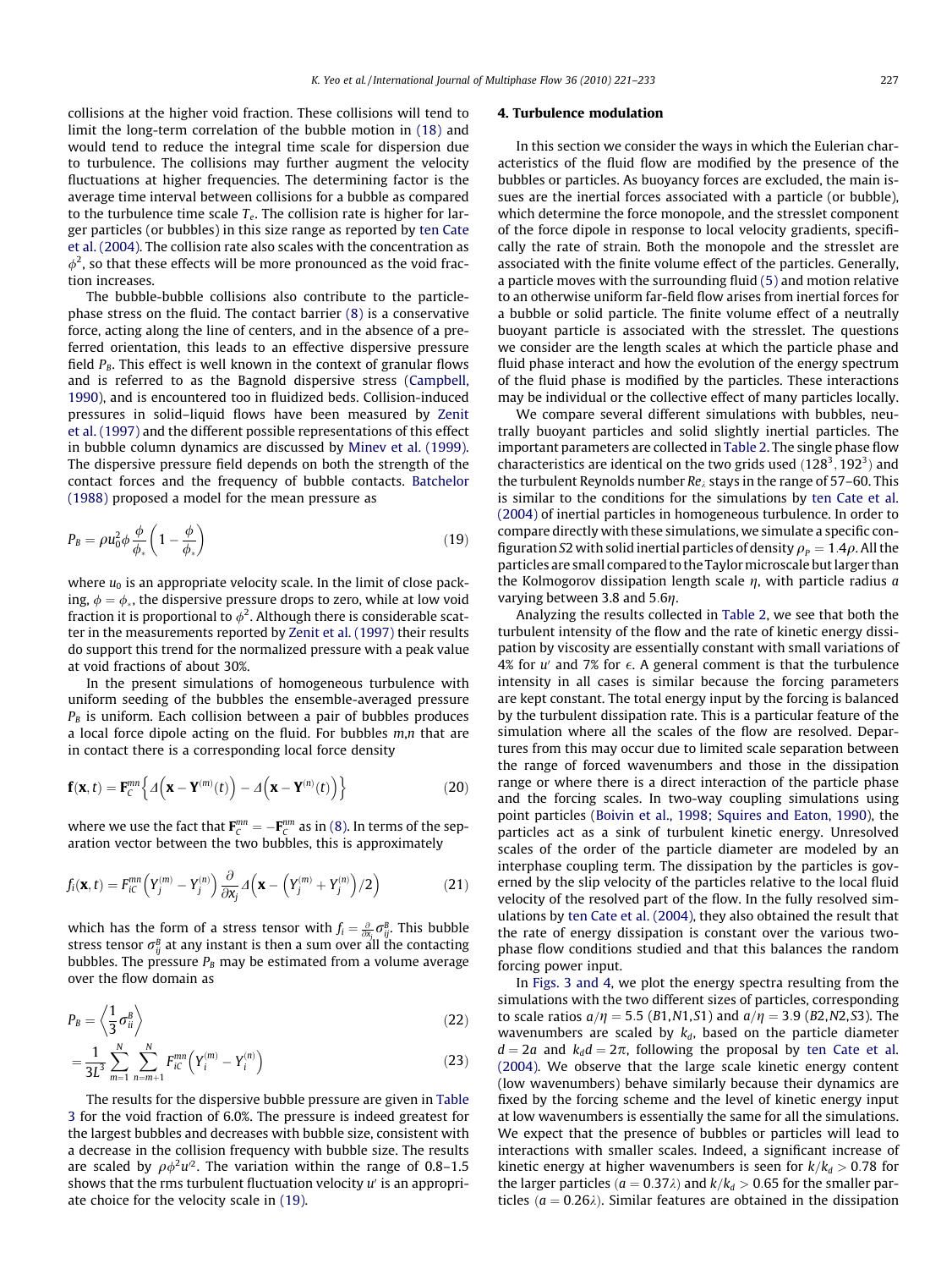collisions at the higher void fraction. These collisions will tend to limit the long-term correlation of the bubble motion in (18) and would tend to reduce the integral time scale for dispersion due to turbulence. The collisions may further augment the velocity fluctuations at higher frequencies. The determining factor is the average time interval between collisions for a bubble as compared to the turbulence time scale $T_e$. The collision rate is higher for larger particles (or bubbles) in this size range as reported by ten Cate et al. (2004). The collision rate also scales with the concentration as $\phi^2$, so that these effects will be more pronounced as the void fraction increases.

The bubble-bubble collisions also contribute to the particle-phase stress on the fluid. The contact barrier (8) is a conservative force, acting along the line of centers, and in the absence of a preferred orientation, this leads to an effective dispersive pressure field $P_B$. This effect is well known in the context of granular flows and is referred to as the Bagnold dispersive stress (Campbell, 1990), and is encountered too in fluidized beds. Collision-induced pressures in solid–liquid flows have been measured by Zenit et al. (1997) and the different possible representations of this effect in bubble column dynamics are discussed by Minev et al. (1999). The dispersive pressure field depends on both the strength of the contact forces and the frequency of bubble contacts. Batchelor (1988) proposed a model for the mean pressure as

$$P_B = \rho u_0^2 \phi \frac{\phi}{\phi_*}\left(1 - \frac{\phi}{\phi_*}\right) \tag{19}$$

where $u_0$ is an appropriate velocity scale. In the limit of close packing, $\phi = \phi_*$, the dispersive pressure drops to zero, while at low void fraction it is proportional to $\phi^2$. Although there is considerable scatter in the measurements reported by Zenit et al. (1997) their results do support this trend for the normalized pressure with a peak value at void fractions of about 30%.

In the present simulations of homogeneous turbulence with uniform seeding of the bubbles the ensemble-averaged pressure $P_B$ is uniform. Each collision between a pair of bubbles produces a local force dipole acting on the fluid. For bubbles $m,n$ that are in contact there is a corresponding local force density

$$\mathbf{f}(\mathbf{x},t) = \mathbf{F}_C^{mn}\left\{\Delta\left(\mathbf{x} - \mathbf{Y}^{(m)}(t)\right) - \Delta\left(\mathbf{x} - \mathbf{Y}^{(n)}(t)\right)\right\} \tag{20}$$

where we use the fact that $\mathbf{F}_C^{mn} = -\mathbf{F}_C^{nm}$ as in (8). In terms of the separation vector between the two bubbles, this is approximately

$$f_i(\mathbf{x},t) = F_{iC}^{mn}\left(Y_j^{(m)} - Y_j^{(n)}\right)\frac{\partial}{\partial x_j}\Delta\left(\mathbf{x} - \left(Y_j^{(m)} + Y_j^{(n)}\right)/2\right) \tag{21}$$

which has the form of a stress tensor with $f_i = \frac{\partial}{\partial x_j}\sigma_{ij}^B$. This bubble stress tensor $\sigma_{ij}^B$ at any instant is then a sum over all the contacting bubbles. The pressure $P_B$ may be estimated from a volume average over the flow domain as

$$P_B = \left\langle \frac{1}{3}\sigma_{ii}^B \right\rangle \tag{22}$$

$$= \frac{1}{3L^3}\sum_{m=1}^{N}\sum_{n=m+1}^{N} F_{iC}^{mn}\left(Y_i^{(m)} - Y_i^{(n)}\right) \tag{23}$$

The results for the dispersive bubble pressure are given in Table 3 for the void fraction of 6.0%. The pressure is indeed greatest for the largest bubbles and decreases with bubble size, consistent with a decrease in the collision frequency with bubble size. The results are scaled by $\rho\phi^2 u'^2$. The variation within the range of 0.8–1.5 shows that the rms turbulent fluctuation velocity $u'$ is an appropriate choice for the velocity scale in (19).

## 4. Turbulence modulation

In this section we consider the ways in which the Eulerian characteristics of the fluid flow are modified by the presence of the bubbles or particles. As buoyancy forces are excluded, the main issues are the inertial forces associated with a particle (or bubble), which determine the force monopole, and the stresslet component of the force dipole in response to local velocity gradients, specifically the rate of strain. Both the monopole and the stresslet are associated with the finite volume effect of the particles. Generally, a particle moves with the surrounding fluid (5) and motion relative to an otherwise uniform far-field flow arises from inertial forces for a bubble or solid particle. The finite volume effect of a neutrally buoyant particle is associated with the stresslet. The questions we consider are the length scales at which the particle phase and fluid phase interact and how the evolution of the energy spectrum of the fluid phase is modified by the particles. These interactions may be individual or the collective effect of many particles locally.

We compare several different simulations with bubbles, neutrally buoyant particles and solid slightly inertial particles. The important parameters are collected in Table 2. The single phase flow characteristics are identical on the two grids used ($128^3, 192^3$) and the turbulent Reynolds number $Re_\lambda$ stays in the range of 57–60. This is similar to the conditions for the simulations by ten Cate et al. (2004) of inertial particles in homogeneous turbulence. In order to compare directly with these simulations, we simulate a specific configuration S2 with solid inertial particles of density $\rho_P = 1.4\rho$. All the particles are small compared to the Taylor microscale but larger than the Kolmogorov dissipation length scale $\eta$, with particle radius $a$ varying between 3.8 and 5.6$\eta$.

Analyzing the results collected in Table 2, we see that both the turbulent intensity of the flow and the rate of kinetic energy dissipation by viscosity are essentially constant with small variations of 4% for $u'$ and 7% for $\epsilon$. A general comment is that the turbulence intensity in all cases is similar because the forcing parameters are kept constant. The total energy input by the forcing is balanced by the turbulent dissipation rate. This is a particular feature of the simulation where all the scales of the flow are resolved. Departures from this may occur due to limited scale separation between the range of forced wavenumbers and those in the dissipation range or where there is a direct interaction of the particle phase and the forcing scales. In two-way coupling simulations using point particles (Boivin et al., 1998; Squires and Eaton, 1990), the particles act as a sink of turbulent kinetic energy. Unresolved scales of the order of the particle diameter are modeled by an interphase coupling term. The dissipation by the particles is governed by the slip velocity of the particles relative to the local fluid velocity of the resolved part of the flow. In the fully resolved simulations by ten Cate et al. (2004), they also obtained the result that the rate of energy dissipation is constant over the various two-phase flow conditions studied and that this balances the random forcing power input.

In Figs. 3 and 4, we plot the energy spectra resulting from the simulations with the two different sizes of particles, corresponding to scale ratios $a/\eta = 5.5$ (B1,N1,S1) and $a/\eta = 3.9$ (B2,N2,S3). The wavenumbers are scaled by $k_d$, based on the particle diameter $d = 2a$ and $k_d d = 2\pi$, following the proposal by ten Cate et al. (2004). We observe that the large scale kinetic energy content (low wavenumbers) behave similarly because their dynamics are fixed by the forcing scheme and the level of kinetic energy input at low wavenumbers is essentially the same for all the simulations. We expect that the presence of bubbles or particles will lead to interactions with smaller scales. Indeed, a significant increase of kinetic energy at higher wavenumbers is seen for $k/k_d > 0.78$ for the larger particles ($a = 0.37\lambda$) and $k/k_d > 0.65$ for the smaller particles ($a = 0.26\lambda$). Similar features are obtained in the dissipation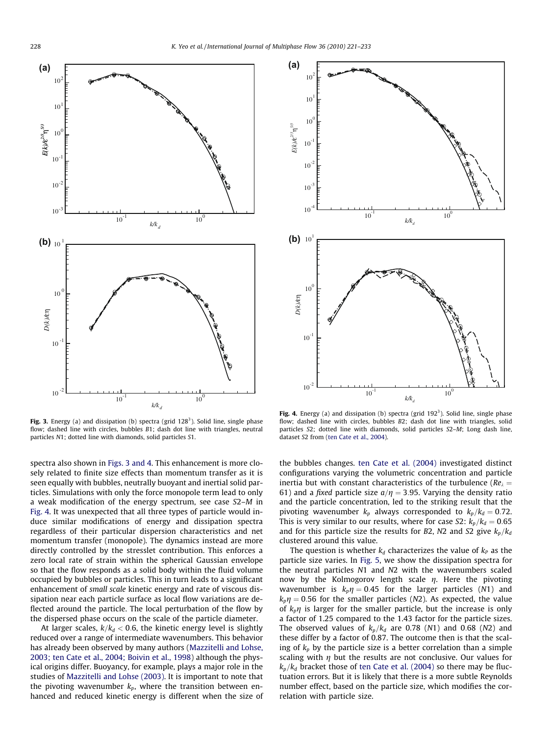**Fig. 3.** Energy (a) and dissipation (b) spectra (grid $128^3$). Solid line, single phase flow; dashed line with circles, bubbles *B*1; dash dot line with triangles, neutral particles *N*1; dotted line with diamonds, solid particles *S*1.

**Fig. 4.** Energy (a) and dissipation (b) spectra (grid $192^3$). Solid line, single phase flow; dashed line with circles, bubbles *B*2; dash dot line with triangles, solid particles *S*2; dotted line with diamonds, solid particles *S*2–*M*; Long dash line, dataset *S*2 from (ten Cate et al., 2004).

spectra also shown in Figs. 3 and 4. This enhancement is more closely related to finite size effects than momentum transfer as it is seen equally with bubbles, neutrally buoyant and inertial solid particles. Simulations with only the force monopole term lead to only a weak modification of the energy spectrum, see case *S*2–*M* in Fig. 4. It was unexpected that all three types of particle would induce similar modifications of energy and dissipation spectra regardless of their particular dispersion characteristics and net momentum transfer (monopole). The dynamics instead are more directly controlled by the stresslet contribution. This enforces a zero local rate of strain within the spherical Gaussian envelope so that the flow responds as a solid body within the fluid volume occupied by bubbles or particles. This in turn leads to a significant enhancement of *small scale* kinetic energy and rate of viscous dissipation near each particle surface as local flow variations are deflected around the particle. The local perturbation of the flow by the dispersed phase occurs on the scale of the particle diameter.

At larger scales, $k/k_d < 0.6$, the kinetic energy level is slightly reduced over a range of intermediate wavenumbers. This behavior has already been observed by many authors (Mazzitelli and Lohse, 2003; ten Cate et al., 2004; Boivin et al., 1998) although the physical origins differ. Buoyancy, for example, plays a major role in the studies of Mazzitelli and Lohse (2003). It is important to note that the pivoting wavenumber $k_p$, where the transition between enhanced and reduced kinetic energy is different when the size of the bubbles changes. ten Cate et al. (2004) investigated distinct configurations varying the volumetric concentration and particle inertia but with constant characteristics of the turbulence ($Re_\lambda = 61$) and a *fixed* particle size $a/\eta = 3.95$. Varying the density ratio and the particle concentration, led to the striking result that the pivoting wavenumber $k_p$ always corresponded to $k_p/k_d = 0.72$. This is very similar to our results, where for case *S*2: $k_p/k_d = 0.65$ and for this particle size the results for *B*2, *N*2 and *S*2 give $k_p/k_d$ clustered around this value.

The question is whether $k_d$ characterizes the value of $k_P$ as the particle size varies. In Fig. 5, we show the dissipation spectra for the neutral particles *N*1 and *N*2 with the wavenumbers scaled now by the Kolmogorov length scale $\eta$. Here the pivoting wavenumber is $k_p\eta = 0.45$ for the larger particles (*N*1) and $k_p\eta = 0.56$ for the smaller particles (*N*2). As expected, the value of $k_p\eta$ is larger for the smaller particle, but the increase is only a factor of 1.25 compared to the 1.43 factor for the particle sizes. The observed values of $k_p/k_d$ are 0.78 (*N*1) and 0.68 (*N*2) and these differ by a factor of 0.87. The outcome then is that the scaling of $k_p$ by the particle size is a better correlation than a simple scaling with $\eta$ but the results are not conclusive. Our values for $k_p/k_d$ bracket those of ten Cate et al. (2004) so there may be fluctuation errors. But it is likely that there is a more subtle Reynolds number effect, based on the particle size, which modifies the correlation with particle size.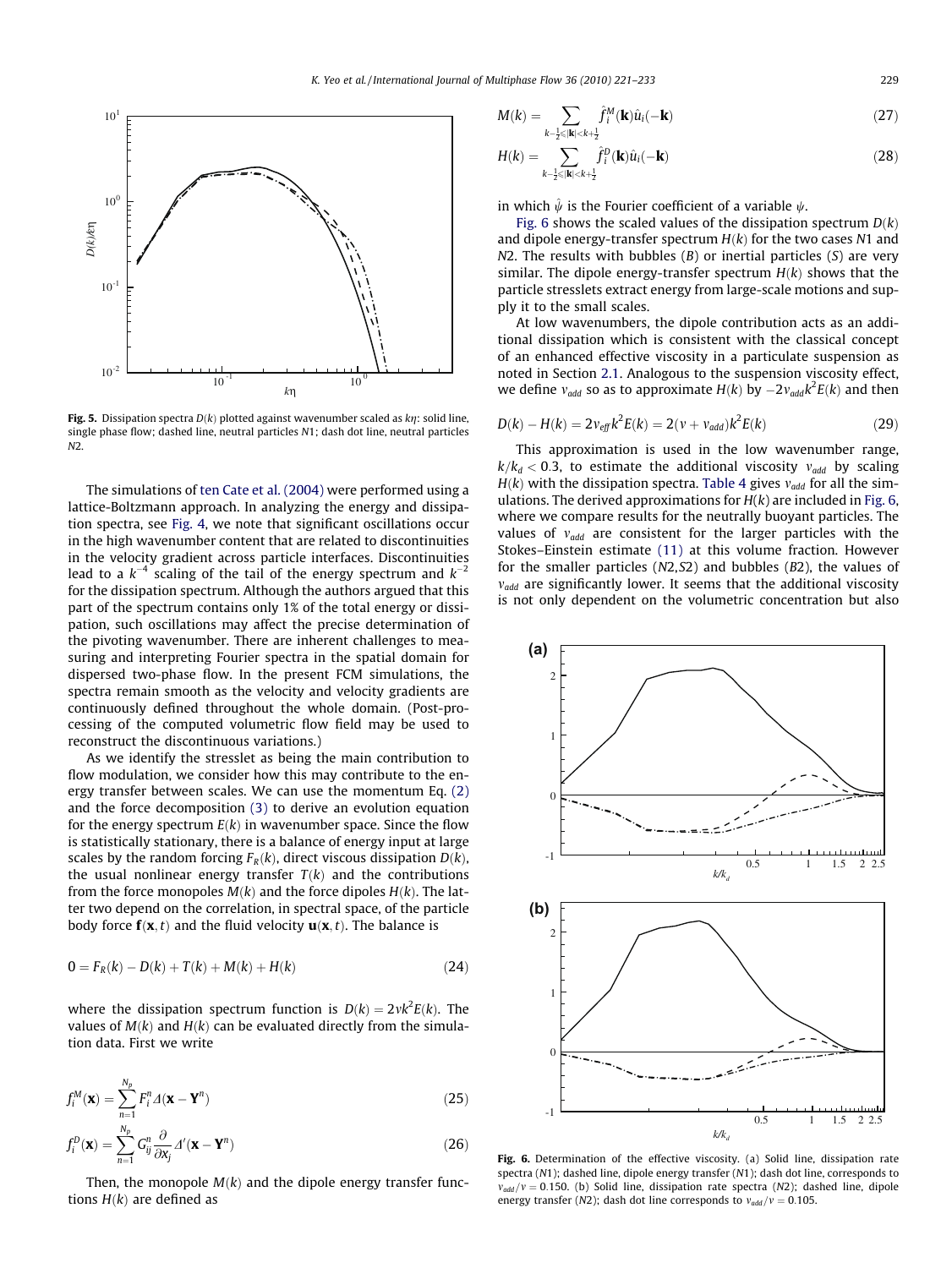**Fig. 5.** Dissipation spectra $D(k)$ plotted against wavenumber scaled as $k\eta$: solid line, single phase flow; dashed line, neutral particles *N*1; dash dot line, neutral particles *N*2.

The simulations of ten Cate et al. (2004) were performed using a lattice-Boltzmann approach. In analyzing the energy and dissipation spectra, see Fig. 4, we note that significant oscillations occur in the high wavenumber content that are related to discontinuities in the velocity gradient across particle interfaces. Discontinuities lead to a $k^{-4}$ scaling of the tail of the energy spectrum and $k^{-2}$ for the dissipation spectrum. Although the authors argued that this part of the spectrum contains only 1% of the total energy or dissipation, such oscillations may affect the precise determination of the pivoting wavenumber. There are inherent challenges to measuring and interpreting Fourier spectra in the spatial domain for dispersed two-phase flow. In the present FCM simulations, the spectra remain smooth as the velocity and velocity gradients are continuously defined throughout the whole domain. (Post-processing of the computed volumetric flow field may be used to reconstruct the discontinuous variations.)

As we identify the stresslet as being the main contribution to flow modulation, we consider how this may contribute to the energy transfer between scales. We can use the momentum Eq. (2) and the force decomposition (3) to derive an evolution equation for the energy spectrum $E(k)$ in wavenumber space. Since the flow is statistically stationary, there is a balance of energy input at large scales by the random forcing $F_R(k)$, direct viscous dissipation $D(k)$, the usual nonlinear energy transfer $T(k)$ and the contributions from the force monopoles $M(k)$ and the force dipoles $H(k)$. The latter two depend on the correlation, in spectral space, of the particle body force $\mathbf{f}(\mathbf{x},t)$ and the fluid velocity $\mathbf{u}(\mathbf{x},t)$. The balance is

$$0 = F_R(k) - D(k) + T(k) + M(k) + H(k) \tag{24}$$

where the dissipation spectrum function is $D(k) = 2\nu k^2 E(k)$. The values of $M(k)$ and $H(k)$ can be evaluated directly from the simulation data. First we write

$$f_i^M(\mathbf{x}) = \sum_{n=1}^{N_p} F_i^n \Delta(\mathbf{x} - \mathbf{Y}^n) \tag{25}$$

$$f_i^D(\mathbf{x}) = \sum_{n=1}^{N_p} G_{ij}^n \frac{\partial}{\partial x_j} \Delta'(\mathbf{x} - \mathbf{Y}^n) \tag{26}$$

Then, the monopole $M(k)$ and the dipole energy transfer functions $H(k)$ are defined as

$$M(k) = \sum_{k-\frac{1}{2}\leqslant|\mathbf{k}|<k+\frac{1}{2}} \hat{f}_i^M(\mathbf{k})\hat{u}_i(-\mathbf{k}) \tag{27}$$

$$H(k) = \sum_{k-\frac{1}{2}\leqslant|\mathbf{k}|<k+\frac{1}{2}} \hat{f}_i^D(\mathbf{k})\hat{u}_i(-\mathbf{k}) \tag{28}$$

in which $\hat{\psi}$ is the Fourier coefficient of a variable $\psi$.

Fig. 6 shows the scaled values of the dissipation spectrum $D(k)$ and dipole energy-transfer spectrum $H(k)$ for the two cases *N*1 and *N*2. The results with bubbles (*B*) or inertial particles (*S*) are very similar. The dipole energy-transfer spectrum $H(k)$ shows that the particle stresslets extract energy from large-scale motions and supply it to the small scales.

At low wavenumbers, the dipole contribution acts as an additional dissipation which is consistent with the classical concept of an enhanced effective viscosity in a particulate suspension as noted in Section 2.1. Analogous to the suspension viscosity effect, we define $\nu_{add}$ so as to approximate $H(k)$ by $-2\nu_{add}k^2E(k)$ and then

$$D(k) - H(k) = 2\nu_{eff}k^2E(k) = 2(\nu + \nu_{add})k^2E(k) \tag{29}$$

This approximation is used in the low wavenumber range, $k/k_d < 0.3$, to estimate the additional viscosity $\nu_{add}$ by scaling $H(k)$ with the dissipation spectra. Table 4 gives $\nu_{add}$ for all the simulations. The derived approximations for $H(k)$ are included in Fig. 6, where we compare results for the neutrally buoyant particles. The values of $\nu_{add}$ are consistent for the larger particles with the Stokes–Einstein estimate (11) at this volume fraction. However for the smaller particles (*N*2,*S*2) and bubbles (*B*2), the values of $\nu_{add}$ are significantly lower. It seems that the additional viscosity is not only dependent on the volumetric concentration but also

**Fig. 6.** Determination of the effective viscosity. (a) Solid line, dissipation rate spectra (*N*1); dashed line, dipole energy transfer (*N*1); dash dot line, corresponds to $\nu_{add}/\nu = 0.150$. (b) Solid line, dissipation rate spectra (*N*2); dashed line, dipole energy transfer (*N*2); dash dot line corresponds to $\nu_{add}/\nu = 0.105$.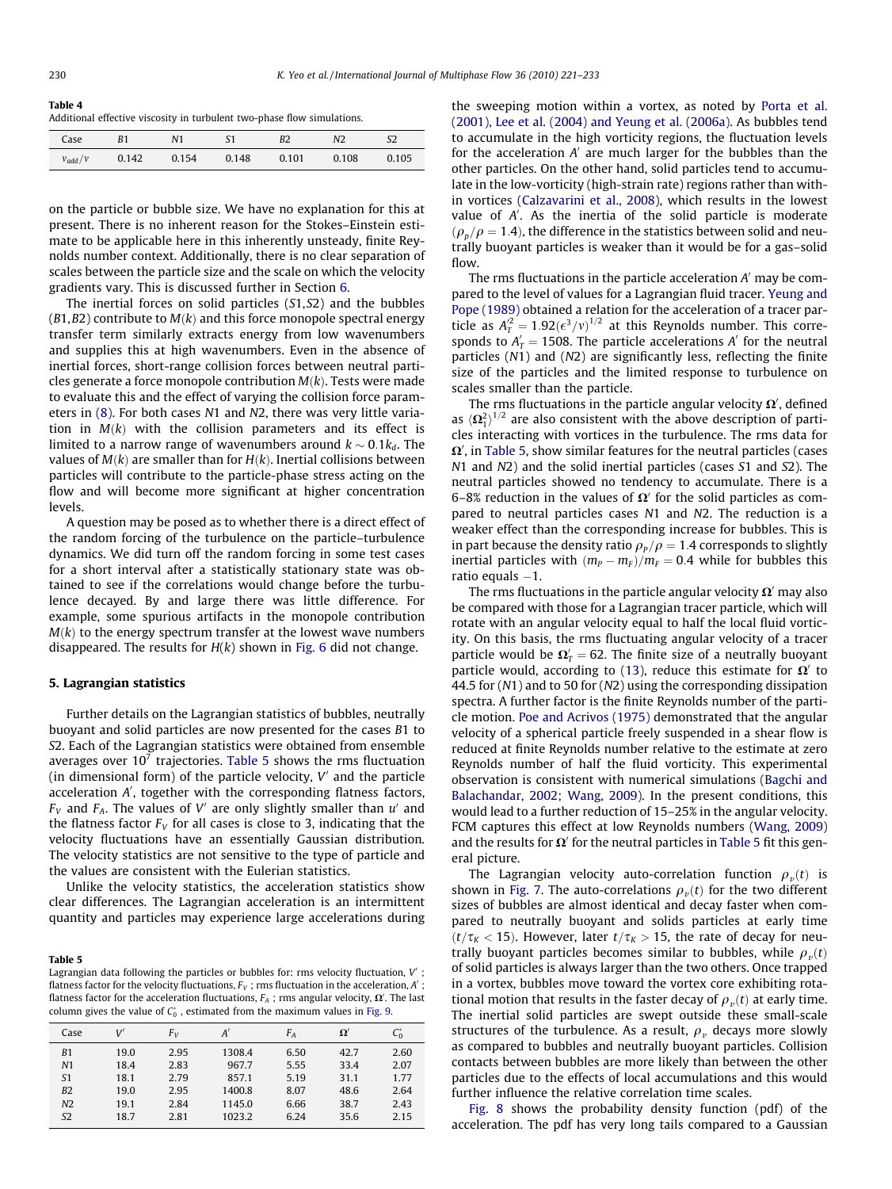**Table 4**
Additional effective viscosity in turbulent two-phase flow simulations.

| Case | $B1$ | $N1$ | $S1$ | $B2$ | $N2$ | $S2$ |
|---|---|---|---|---|---|---|
| $\nu_{add}/\nu$ | 0.142 | 0.154 | 0.148 | 0.101 | 0.108 | 0.105 |

on the particle or bubble size. We have no explanation for this at present. There is no inherent reason for the Stokes–Einstein estimate to be applicable here in this inherently unsteady, finite Reynolds number context. Additionally, there is no clear separation of scales between the particle size and the scale on which the velocity gradients vary. This is discussed further in Section 6.

The inertial forces on solid particles ($S1$,$S2$) and the bubbles ($B1$,$B2$) contribute to $M(k)$ and this force monopole spectral energy transfer term similarly extracts energy from low wavenumbers and supplies this at high wavenumbers. Even in the absence of inertial forces, short-range collision forces between neutral particles generate a force monopole contribution $M(k)$. Tests were made to evaluate this and the effect of varying the collision force parameters in (8). For both cases $N1$ and $N2$, there was very little variation in $M(k)$ with the collision parameters and its effect is limited to a narrow range of wavenumbers around $k \sim 0.1k_d$. The values of $M(k)$ are smaller than for $H(k)$. Inertial collisions between particles will contribute to the particle-phase stress acting on the flow and will become more significant at higher concentration levels.

A question may be posed as to whether there is a direct effect of the random forcing of the turbulence on the particle–turbulence dynamics. We did turn off the random forcing in some test cases for a short interval after a statistically stationary state was obtained to see if the correlations would change before the turbulence decayed. By and large there was little difference. For example, some spurious artifacts in the monopole contribution $M(k)$ to the energy spectrum transfer at the lowest wave numbers disappeared. The results for $H(k)$ shown in Fig. 6 did not change.

## 5. Lagrangian statistics

Further details on the Lagrangian statistics of bubbles, neutrally buoyant and solid particles are now presented for the cases $B1$ to $S2$. Each of the Lagrangian statistics were obtained from ensemble averages over $10^7$ trajectories. Table 5 shows the rms fluctuation (in dimensional form) of the particle velocity, $V'$ and the particle acceleration $A'$, together with the corresponding flatness factors, $F_V$ and $F_A$. The values of $V'$ are only slightly smaller than $u'$ and the flatness factor $F_V$ for all cases is close to 3, indicating that the velocity fluctuations have an essentially Gaussian distribution. The velocity statistics are not sensitive to the type of particle and the values are consistent with the Eulerian statistics.

Unlike the velocity statistics, the acceleration statistics show clear differences. The Lagrangian acceleration is an intermittent quantity and particles may experience large accelerations during

**Table 5**
Lagrangian data following the particles or bubbles for: rms velocity fluctuation, $V'$; flatness factor for the velocity fluctuations, $F_V$; rms fluctuation in the acceleration, $A'$; flatness factor for the acceleration fluctuations, $F_A$; rms angular velocity, $\Omega'$. The last column gives the value of $C_0^*$, estimated from the maximum values in Fig. 9.

| Case | $V'$ | $F_V$ | $A'$ | $F_A$ | $\Omega'$ | $C_0^*$ |
|---|---|---|---|---|---|---|
| $B1$ | 19.0 | 2.95 | 1308.4 | 6.50 | 42.7 | 2.60 |
| $N1$ | 18.4 | 2.83 | 967.7 | 5.55 | 33.4 | 2.07 |
| $S1$ | 18.1 | 2.79 | 857.1 | 5.19 | 31.1 | 1.77 |
| $B2$ | 19.0 | 2.95 | 1400.8 | 8.07 | 48.6 | 2.64 |
| $N2$ | 19.1 | 2.84 | 1145.0 | 6.66 | 38.7 | 2.43 |
| $S2$ | 18.7 | 2.81 | 1023.2 | 6.24 | 35.6 | 2.15 |

the sweeping motion within a vortex, as noted by Porta et al. (2001), Lee et al. (2004) and Yeung et al. (2006a). As bubbles tend to accumulate in the high vorticity regions, the fluctuation levels for the acceleration $A'$ are much larger for the bubbles than the other particles. On the other hand, solid particles tend to accumulate in the low-vorticity (high-strain rate) regions rather than within vortices (Calzavarini et al., 2008), which results in the lowest value of $A'$. As the inertia of the solid particle is moderate ($\rho_p/\rho = 1.4$), the difference in the statistics between solid and neutrally buoyant particles is weaker than it would be for a gas–solid flow.

The rms fluctuations in the particle acceleration $A'$ may be compared to the level of values for a Lagrangian fluid tracer. Yeung and Pope (1989) obtained a relation for the acceleration of a tracer particle as $A_T'^2 = 1.92(\epsilon^3/\nu)^{1/2}$ at this Reynolds number. This corresponds to $A_T' = 1508$. The particle accelerations $A'$ for the neutral particles ($N1$) and ($N2$) are significantly less, reflecting the finite size of the particles and the limited response to turbulence on scales smaller than the particle.

The rms fluctuations in the particle angular velocity $\Omega'$, defined as $\langle \Omega_1^2 \rangle^{1/2}$ are also consistent with the above description of particles interacting with vortices in the turbulence. The rms data for $\Omega'$, in Table 5, show similar features for the neutral particles (cases $N1$ and $N2$) and the solid inertial particles (cases $S1$ and $S2$). The neutral particles showed no tendency to accumulate. There is a 6–8% reduction in the values of $\Omega'$ for the solid particles as compared to neutral particles cases $N1$ and $N2$. The reduction is a weaker effect than the corresponding increase for bubbles. This is in part because the density ratio $\rho_p/\rho = 1.4$ corresponds to slightly inertial particles with $(m_P - m_F)/m_F = 0.4$ while for bubbles this ratio equals $-1$.

The rms fluctuations in the particle angular velocity $\Omega'$ may also be compared with those for a Lagrangian tracer particle, which will rotate with an angular velocity equal to half the local fluid vorticity. On this basis, the rms fluctuating angular velocity of a tracer particle would be $\Omega_T' = 62$. The finite size of a neutrally buoyant particle would, according to (13), reduce this estimate for $\Omega'$ to 44.5 for ($N1$) and to 50 for ($N2$) using the corresponding dissipation spectra. A further factor is the finite Reynolds number of the particle motion. Poe and Acrivos (1975) demonstrated that the angular velocity of a spherical particle freely suspended in a shear flow is reduced at finite Reynolds number relative to the estimate at zero Reynolds number of half the fluid vorticity. This experimental observation is consistent with numerical simulations (Bagchi and Balachandar, 2002; Wang, 2009). In the present conditions, this would lead to a further reduction of 15–25% in the angular velocity. FCM captures this effect at low Reynolds numbers (Wang, 2009) and the results for $\Omega'$ for the neutral particles in Table 5 fit this general picture.

The Lagrangian velocity auto-correlation function $\rho_v(t)$ is shown in Fig. 7. The auto-correlations $\rho_v(t)$ for the two different sizes of bubbles are almost identical and decay faster when compared to neutrally buoyant and solids particles at early time ($t/\tau_K < 15$). However, later $t/\tau_K > 15$, the rate of decay for neutrally buoyant particles becomes similar to bubbles, while $\rho_v(t)$ of solid particles is always larger than the two others. Once trapped in a vortex, bubbles move toward the vortex core exhibiting rotational motion that results in the faster decay of $\rho_v(t)$ at early time. The inertial solid particles are swept outside these small-scale structures of the turbulence. As a result, $\rho_v$ decays more slowly as compared to bubbles and neutrally buoyant particles. Collision contacts between bubbles are more likely than between the other particles due to the effects of local accumulations and this would further influence the relative correlation time scales.

Fig. 8 shows the probability density function (pdf) of the acceleration. The pdf has very long tails compared to a Gaussian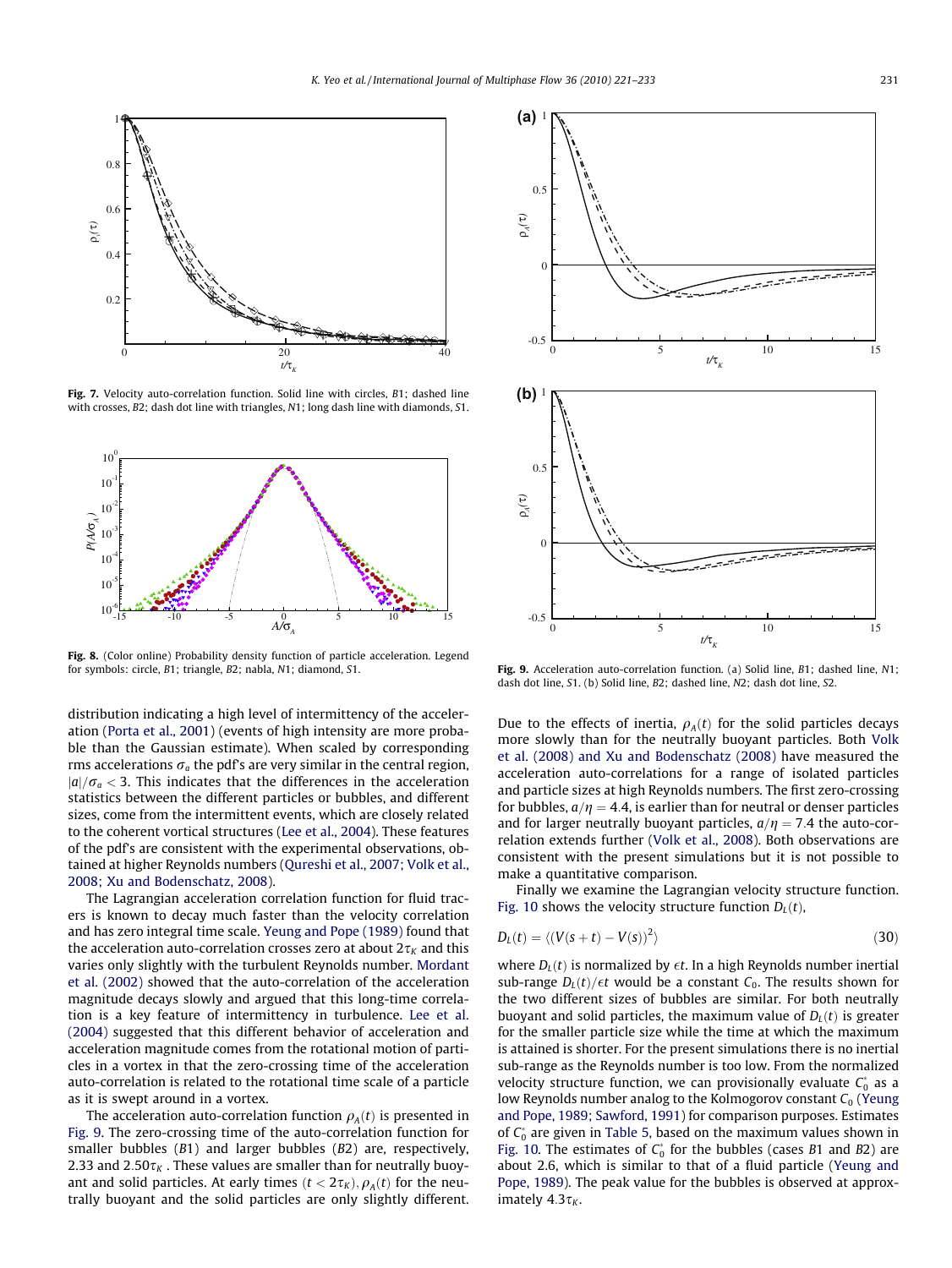Fig. 7. Velocity auto-correlation function. Solid line with circles, $B1$; dashed line with crosses, $B2$; dash dot line with triangles, $N1$; long dash line with diamonds, $S1$.

Fig. 8. (Color online) Probability density function of particle acceleration. Legend for symbols: circle, $B1$; triangle, $B2$; nabla, $N1$; diamond, $S1$.

Fig. 9. Acceleration auto-correlation function. (a) Solid line, $B1$; dashed line, $N1$; dash dot line, $S1$. (b) Solid line, $B2$; dashed line, $N2$; dash dot line, $S2$.

distribution indicating a high level of intermittency of the acceleration (Porta et al., 2001) (events of high intensity are more probable than the Gaussian estimate). When scaled by corresponding rms accelerations $\sigma_a$ the pdf's are very similar in the central region, $|a|/\sigma_a < 3$. This indicates that the differences in the acceleration statistics between the different particles or bubbles, and different sizes, come from the intermittent events, which are closely related to the coherent vortical structures (Lee et al., 2004). These features of the pdf's are consistent with the experimental observations, obtained at higher Reynolds numbers (Qureshi et al., 2007; Volk et al., 2008; Xu and Bodenschatz, 2008).

The Lagrangian acceleration correlation function for fluid tracers is known to decay much faster than the velocity correlation and has zero integral time scale. Yeung and Pope (1989) found that the acceleration auto-correlation crosses zero at about $2\tau_K$ and this varies only slightly with the turbulent Reynolds number. Mordant et al. (2002) showed that the auto-correlation of the acceleration magnitude decays slowly and argued that this long-time correlation is a key feature of intermittency in turbulence. Lee et al. (2004) suggested that this different behavior of acceleration and acceleration magnitude comes from the rotational motion of particles in a vortex in that the zero-crossing time of the acceleration auto-correlation is related to the rotational time scale of a particle as it is swept around in a vortex.

The acceleration auto-correlation function $\rho_A(t)$ is presented in Fig. 9. The zero-crossing time of the auto-correlation function for smaller bubbles ($B1$) and larger bubbles ($B2$) are, respectively, 2.33 and $2.50\tau_K$. These values are smaller than for neutrally buoyant and solid particles. At early times ($t < 2\tau_K$), $\rho_A(t)$ for the neutrally buoyant and the solid particles are only slightly different. Due to the effects of inertia, $\rho_A(t)$ for the solid particles decays more slowly than for the neutrally buoyant particles. Both Volk et al. (2008) and Xu and Bodenschatz (2008) have measured the acceleration auto-correlations for a range of isolated particles and particle sizes at high Reynolds numbers. The first zero-crossing for bubbles, $a/\eta = 4.4$, is earlier than for neutral or denser particles and for larger neutrally buoyant particles, $a/\eta = 7.4$ the auto-correlation extends further (Volk et al., 2008). Both observations are consistent with the present simulations but it is not possible to make a quantitative comparison.

Finally we examine the Lagrangian velocity structure function. Fig. 10 shows the velocity structure function $D_L(t)$,

$$D_L(t) = \langle (V(s+t) - V(s))^2 \rangle \tag{30}$$

where $D_L(t)$ is normalized by $\epsilon t$. In a high Reynolds number inertial sub-range $D_L(t)/\epsilon t$ would be a constant $C_0$. The results shown for the two different sizes of bubbles are similar. For both neutrally buoyant and solid particles, the maximum value of $D_L(t)$ is greater for the smaller particle size while the time at which the maximum is attained is shorter. For the present simulations there is no inertial sub-range as the Reynolds number is too low. From the normalized velocity structure function, we can provisionally evaluate $C_0^*$ as a low Reynolds number analog to the Kolmogorov constant $C_0$ (Yeung and Pope, 1989; Sawford, 1991) for comparison purposes. Estimates of $C_0^*$ are given in Table 5, based on the maximum values shown in Fig. 10. The estimates of $C_0^*$ for the bubbles (cases $B1$ and $B2$) are about 2.6, which is similar to that of a fluid particle (Yeung and Pope, 1989). The peak value for the bubbles is observed at approximately $4.3\tau_K$.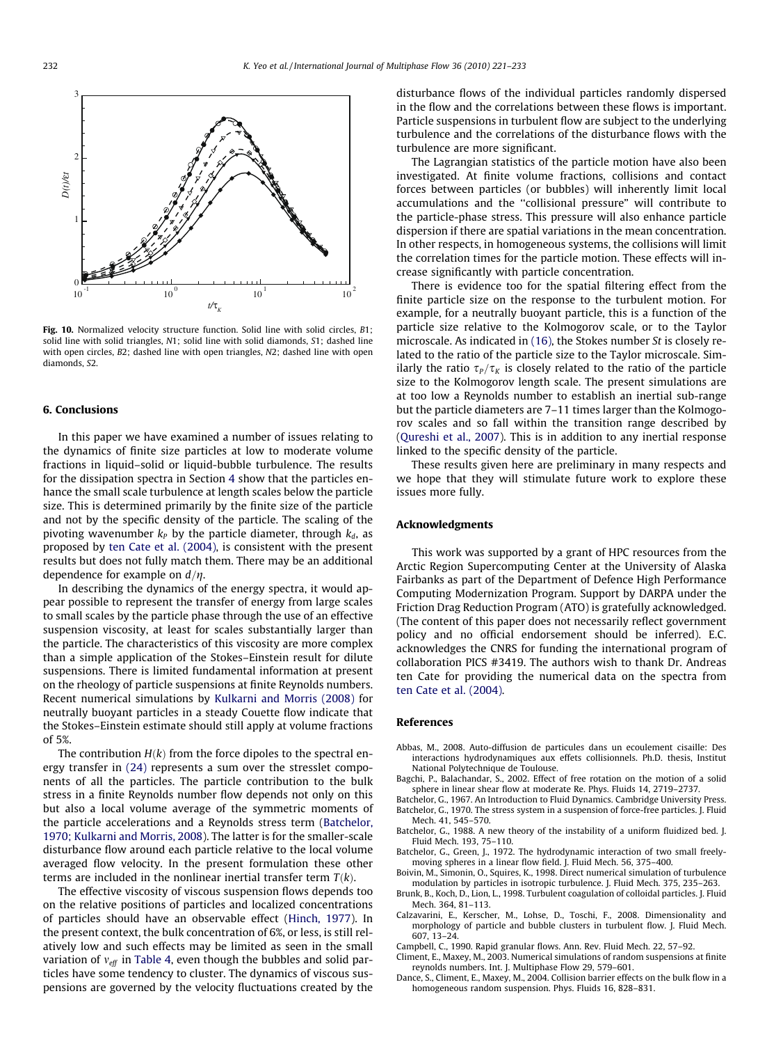3

2

1

0

$D(t)/\varepsilon t$

$10^{-1}$ $10^{0}$ $10^{1}$ $10^{2}$

$t/\tau_K$

**Fig. 10.** Normalized velocity structure function. Solid line with solid circles, B1; solid line with solid triangles, N1; solid line with solid diamonds, S1; dashed line with open circles, B2; dashed line with open triangles, N2; dashed line with open diamonds, S2.

## 6. Conclusions

In this paper we have examined a number of issues relating to the dynamics of finite size particles at low to moderate volume fractions in liquid–solid or liquid-bubble turbulence. The results for the dissipation spectra in Section 4 show that the particles enhance the small scale turbulence at length scales below the particle size. This is determined primarily by the finite size of the particle and not by the specific density of the particle. The scaling of the pivoting wavenumber $k_P$ by the particle diameter, through $k_d$, as proposed by ten Cate et al. (2004), is consistent with the present results but does not fully match them. There may be an additional dependence for example on $d/\eta$.

In describing the dynamics of the energy spectra, it would appear possible to represent the transfer of energy from large scales to small scales by the particle phase through the use of an effective suspension viscosity, at least for scales substantially larger than the particle. The characteristics of this viscosity are more complex than a simple application of the Stokes–Einstein result for dilute suspensions. There is limited fundamental information at present on the rheology of particle suspensions at finite Reynolds numbers. Recent numerical simulations by Kulkarni and Morris (2008) for neutrally buoyant particles in a steady Couette flow indicate that the Stokes–Einstein estimate should still apply at volume fractions of 5%.

The contribution $H(k)$ from the force dipoles to the spectral energy transfer in (24) represents a sum over the stresslet components of all the particles. The particle contribution to the bulk stress in a finite Reynolds number flow depends not only on this but also a local volume average of the symmetric moments of the particle accelerations and a Reynolds stress term (Batchelor, 1970; Kulkarni and Morris, 2008). The latter is for the smaller-scale disturbance flow around each particle relative to the local volume averaged flow velocity. In the present formulation these other terms are included in the nonlinear inertial transfer term $T(k)$.

The effective viscosity of viscous suspension flows depends too on the relative positions of particles and localized concentrations of particles should have an observable effect (Hinch, 1977). In the present context, the bulk concentration of 6%, or less, is still relatively low and such effects may be limited as seen in the small variation of $\nu_{eff}$ in Table 4, even though the bubbles and solid particles have some tendency to cluster. The dynamics of viscous suspensions are governed by the velocity fluctuations created by the disturbance flows of the individual particles randomly dispersed in the flow and the correlations between these flows is important. Particle suspensions in turbulent flow are subject to the underlying turbulence and the correlations of the disturbance flows with the turbulence are more significant.

The Lagrangian statistics of the particle motion have also been investigated. At finite volume fractions, collisions and contact forces between particles (or bubbles) will inherently limit local accumulations and the "collisional pressure" will contribute to the particle-phase stress. This pressure will also enhance particle dispersion if there are spatial variations in the mean concentration. In other respects, in homogeneous systems, the collisions will limit the correlation times for the particle motion. These effects will increase significantly with particle concentration.

There is evidence too for the spatial filtering effect from the finite particle size on the response to the turbulent motion. For example, for a neutrally buoyant particle, this is a function of the particle size relative to the Kolmogorov scale, or to the Taylor microscale. As indicated in (16), the Stokes number $St$ is closely related to the ratio of the particle size to the Taylor microscale. Similarly the ratio $\tau_P/\tau_K$ is closely related to the ratio of the particle size to the Kolmogorov length scale. The present simulations are at too low a Reynolds number to establish an inertial sub-range but the particle diameters are 7–11 times larger than the Kolmogorov scales and so fall within the transition range described by (Qureshi et al., 2007). This is in addition to any inertial response linked to the specific density of the particle.

These results given here are preliminary in many respects and we hope that they will stimulate future work to explore these issues more fully.

## Acknowledgments

This work was supported by a grant of HPC resources from the Arctic Region Supercomputing Center at the University of Alaska Fairbanks as part of the Department of Defence High Performance Computing Modernization Program. Support by DARPA under the Friction Drag Reduction Program (ATO) is gratefully acknowledged. (The content of this paper does not necessarily reflect government policy and no official endorsement should be inferred). E.C. acknowledges the CNRS for funding the international program of collaboration PICS #3419. The authors wish to thank Dr. Andreas ten Cate for providing the numerical data on the spectra from ten Cate et al. (2004).

## References

Abbas, M., 2008. Auto-diffusion de particules dans un ecoulement cisaille: Des interactions hydrodynamiques aux effets collisionnels. Ph.D. thesis, Institut National Polytechnique de Toulouse.

Bagchi, P., Balachandar, S., 2002. Effect of free rotation on the motion of a solid sphere in linear shear flow at moderate Re. Phys. Fluids 14, 2719–2737.

Batchelor, G., 1967. An Introduction to Fluid Dynamics. Cambridge University Press.

Batchelor, G., 1970. The stress system in a suspension of force-free particles. J. Fluid Mech. 41, 545–570.

Batchelor, G., 1988. A new theory of the instability of a uniform fluidized bed. J. Fluid Mech. 193, 75–110.

Batchelor, G., Green, J., 1972. The hydrodynamic interaction of two small freely-moving spheres in a linear flow field. J. Fluid Mech. 56, 375–400.

Boivin, M., Simonin, O., Squires, K., 1998. Direct numerical simulation of turbulence modulation by particles in isotropic turbulence. J. Fluid Mech. 375, 235–263.

Brunk, B., Koch, D., Lion, L., 1998. Turbulent coagulation of colloidal particles. J. Fluid Mech. 364, 81–113.

Calzavarini, E., Kerscher, M., Lohse, D., Toschi, F., 2008. Dimensionality and morphology of particle and bubble clusters in turbulent flow. J. Fluid Mech. 607, 13–24.

Campbell, C., 1990. Rapid granular flows. Ann. Rev. Fluid Mech. 22, 57–92.

Climent, E., Maxey, M., 2003. Numerical simulations of random suspensions at finite reynolds numbers. Int. J. Multiphase Flow 29, 579–601.

Dance, S., Climent, E., Maxey, M., 2004. Collision barrier effects on the bulk flow in a homogeneous random suspension. Phys. Fluids 16, 828–831.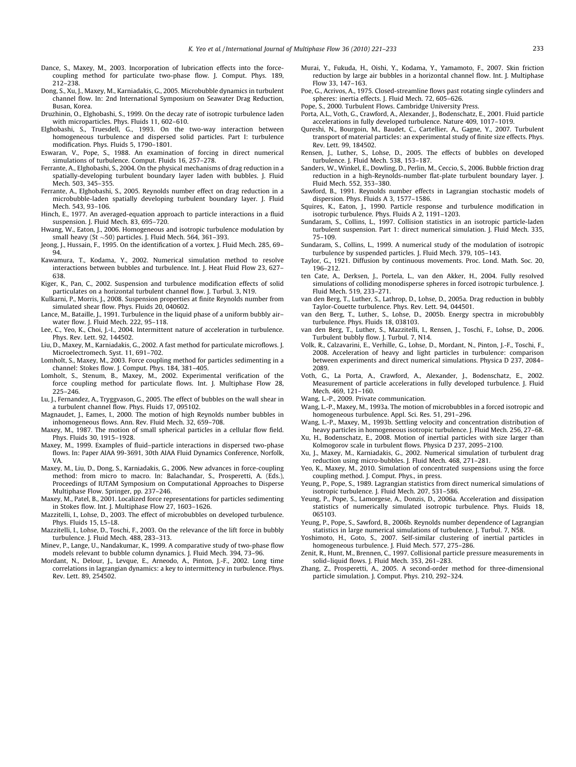Dance, S., Maxey, M., 2003. Incorporation of lubrication effects into the force-coupling method for particulate two-phase flow. J. Comput. Phys. 189, 212–238.

Dong, S., Xu, J., Maxey, M., Karniadakis, G., 2005. Microbubble dynamics in turbulent channel flow. In: 2nd International Symposium on Seawater Drag Reduction, Busan, Korea.

Druzhinin, O., Elghobashi, S., 1999. On the decay rate of isotropic turbulence laden with microparticles. Phys. Fluids 11, 602–610.

Elghobashi, S., Truesdell, G., 1993. On the two-way interaction between homogeneous turbulence and dispersed solid particles. Part I: turbulence modification. Phys. Fluids 5, 1790–1801.

Eswaran, V., Pope, S., 1988. An examination of forcing in direct numerical simulations of turbulence. Comput. Fluids 16, 257–278.

Ferrante, A., Elghobashi, S., 2004. On the physical mechanisms of drag reduction in a spatially-developing turbulent boundary layer laden with bubbles. J. Fluid Mech. 503, 345–355.

Ferrante, A., Elghobashi, S., 2005. Reynolds number effect on drag reduction in a microbubble-laden spatially developing turbulent boundary layer. J. Fluid Mech. 543, 93–106.

Hinch, E., 1977. An averaged-equation approach to particle interactions in a fluid suspension. J. Fluid Mech. 83, 695–720.

Hwang, W., Eaton, J., 2006. Homogeneous and isotropic turbulence modulation by small heavy (St ~50) particles. J. Fluid Mech. 564, 361–393.

Jeong, J., Hussain, F., 1995. On the identification of a vortex. J. Fluid Mech. 285, 69–94.

Kawamura, T., Kodama, Y., 2002. Numerical simulation method to resolve interactions between bubbles and turbulence. Int. J. Heat Fluid Flow 23, 627–638.

Kiger, K., Pan, C., 2002. Suspension and turbulence modification effects of solid particulates on a horizontal turbulent channel flow. J. Turbul. 3, N19.

Kulkarni, P., Morris, J., 2008. Suspension properties at finite Reynolds number from simulated shear flow. Phys. Fluids 20, 040602.

Lance, M., Bataille, J., 1991. Turbulence in the liquid phase of a uniform bubbly air–water flow. J. Fluid Mech. 222, 95–118.

Lee, C., Yeo, K., Choi, J.-I., 2004. Intermittent nature of acceleration in turbulence. Phys. Rev. Lett. 92, 144502.

Liu, D., Maxey, M., Karniadakis, G., 2002. A fast method for particulate microflows. J. Microelectromech. Syst. 11, 691–702.

Lomholt, S., Maxey, M., 2003. Force coupling method for particles sedimenting in a channel: Stokes flow. J. Comput. Phys. 184, 381–405.

Lomholt, S., Stenum, B., Maxey, M., 2002. Experimental verification of the force coupling method for particulate flows. Int. J. Multiphase Flow 28, 225–246.

Lu, J., Fernandez, A., Tryggvason, G., 2005. The effect of bubbles on the wall shear in a turbulent channel flow. Phys. Fluids 17, 095102.

Magnaudet, J., Eames, I., 2000. The motion of high Reynolds number bubbles in inhomogeneous flows. Ann. Rev. Fluid Mech. 32, 659–708.

Maxey, M., 1987. The motion of small spherical particles in a cellular flow field. Phys. Fluids 30, 1915–1928.

Maxey, M., 1999. Examples of fluid–particle interactions in dispersed two-phase flows. In: Paper AIAA 99-3691, 30th AIAA Fluid Dynamics Conference, Norfolk, VA.

Maxey, M., Liu, D., Dong, S., Karniadakis, G., 2006. New advances in force-coupling method: from micro to macro. In: Balachandar, S., Prosperetti, A. (Eds.), Proceedings of IUTAM Symposium on Computational Approaches to Disperse Multiphase Flow. Springer, pp. 237–246.

Maxey, M., Patel, B., 2001. Localized force representations for particles sedimenting in Stokes flow. Int. J. Multiphase Flow 27, 1603–1626.

Mazzitelli, I., Lohse, D., 2003. The effect of microbubbles on developed turbulence. Phys. Fluids 15, L5–L8.

Mazzitelli, I., Lohse, D., Toschi, F., 2003. On the relevance of the lift force in bubbly turbulence. J. Fluid Mech. 488, 283–313.

Minev, P., Lange, U., Nandakumar, K., 1999. A comparative study of two-phase flow models relevant to bubble column dynamics. J. Fluid Mech. 394, 73–96.

Mordant, N., Delour, J., Levque, E., Arneodo, A., Pinton, J.-F., 2002. Long time correlations in lagrangian dynamics: a key to intermittency in turbulence. Phys. Rev. Lett. 89, 254502.

Murai, Y., Fukuda, H., Oishi, Y., Kodama, Y., Yamamoto, F., 2007. Skin friction reduction by large air bubbles in a horizontal channel flow. Int. J. Multiphase Flow 33, 147–163.

Poe, G., Acrivos, A., 1975. Closed-streamline flows past rotating single cylinders and spheres: inertia effects. J. Fluid Mech. 72, 605–626.

Pope, S., 2000. Turbulent Flows. Cambridge University Press.

Porta, A.L., Voth, G., Crawford, A., Alexander, J., Bodenschatz, E., 2001. Fluid particle accelerations in fully developed turbulence. Nature 409, 1017–1019.

Qureshi, N., Bourgoin, M., Baudet, C., Cartellier, A., Gagne, Y., 2007. Turbulent transport of material particles: an experimental study of finite size effects. Phys. Rev. Lett. 99, 184502.

Rensen, J., Luther, S., Lohse, D., 2005. The effects of bubbles on developed turbulence. J. Fluid Mech. 538, 153–187.

Sanders, W., Winkel, E., Dowling, D., Perlin, M., Ceccio, S., 2006. Bubble friction drag reduction in a high-Reynolds-number flat-plate turbulent boundary layer. J. Fluid Mech. 552, 353–380.

Sawford, B., 1991. Reynolds number effects in Lagrangian stochastic models of dispersion. Phys. Fluids A 3, 1577–1586.

Squires, K., Eaton, J., 1990. Particle response and turbulence modification in isotropic turbulence. Phys. Fluids A 2, 1191–1203.

Sundaram, S., Collins, L., 1997. Collision statistics in an isotropic particle-laden turbulent suspension. Part 1: direct numerical simulation. J. Fluid Mech. 335, 75–109.

Sundaram, S., Collins, L., 1999. A numerical study of the modulation of isotropic turbulence by suspended particles. J. Fluid Mech. 379, 105–143.

Taylor, G., 1921. Diffusion by continuous movements. Proc. Lond. Math. Soc. 20, 196–212.

ten Cate, A., Derksen, J., Portela, L., van den Akker, H., 2004. Fully resolved simulations of colliding monodisperse spheres in forced isotropic turbulence. J. Fluid Mech. 519, 233–271.

van den Berg, T., Luther, S., Lathrop, D., Lohse, D., 2005a. Drag reduction in bubbly Taylor-Couette turbulence. Phys. Rev. Lett. 94, 044501.

van den Berg, T., Luther, S., Lohse, D., 2005b. Energy spectra in microbubbly turbulence. Phys. Fluids 18, 038103.

van den Berg, T., Luther, S., Mazzitelli, I., Rensen, J., Toschi, F., Lohse, D., 2006. Turbulent bubbly flow. J. Turbul. 7, N14.

Volk, R., Calzavarini, E., Verhille, G., Lohse, D., Mordant, N., Pinton, J.-F., Toschi, F., 2008. Acceleration of heavy and light particles in turbulence: comparison between experiments and direct numerical simulations. Physica D 237, 2084–2089.

Voth, G., La Porta, A., Crawford, A., Alexander, J., Bodenschatz, E., 2002. Measurement of particle accelerations in fully developed turbulence. J. Fluid Mech. 469, 121–160.

Wang, L.-P., 2009. Private communication.

Wang, L.-P., Maxey, M., 1993a. The motion of microbubbles in a forced isotropic and homogeneous turbulence. Appl. Sci. Res. 51, 291–296.

Wang, L.-P., Maxey, M., 1993b. Settling velocity and concentration distribution of heavy particles in homogeneous isotropic turbulence. J. Fluid Mech. 256, 27–68.

Xu, H., Bodenschatz, E., 2008. Motion of inertial particles with size larger than Kolmogorov scale in turbulent flows. Physica D 237, 2095–2100.

Xu, J., Maxey, M., Karniadakis, G., 2002. Numerical simulation of turbulent drag reduction using micro-bubbles. J. Fluid Mech. 468, 271–281.

Yeo, K., Maxey, M., 2010. Simulation of concentrated suspensions using the force coupling method. J. Comput. Phys., in press.

Yeung, P., Pope, S., 1989. Lagrangian statistics from direct numerical simulations of isotropic turbulence. J. Fluid Mech. 207, 531–586.

Yeung, P., Pope, S., Lamorgese, A., Donzis, D., 2006a. Acceleration and dissipation statistics of numerically simulated isotropic turbulence. Phys. Fluids 18, 065103.

Yeung, P., Pope, S., Sawford, B., 2006b. Reynolds number dependence of Lagrangian statistics in large numerical simulations of turbulence. J. Turbul. 7, N58.

Yoshimoto, H., Goto, S., 2007. Self-similar clustering of inertial particles in homogeneous turbulence. J. Fluid Mech. 577, 275–286.

Zenit, R., Hunt, M., Brennen, C., 1997. Collisional particle pressure measurements in solid–liquid flows. J. Fluid Mech. 353, 261–283.

Zhang, Z., Prosperetti, A., 2005. A second-order method for three-dimensional particle simulation. J. Comput. Phys. 210, 292–324.